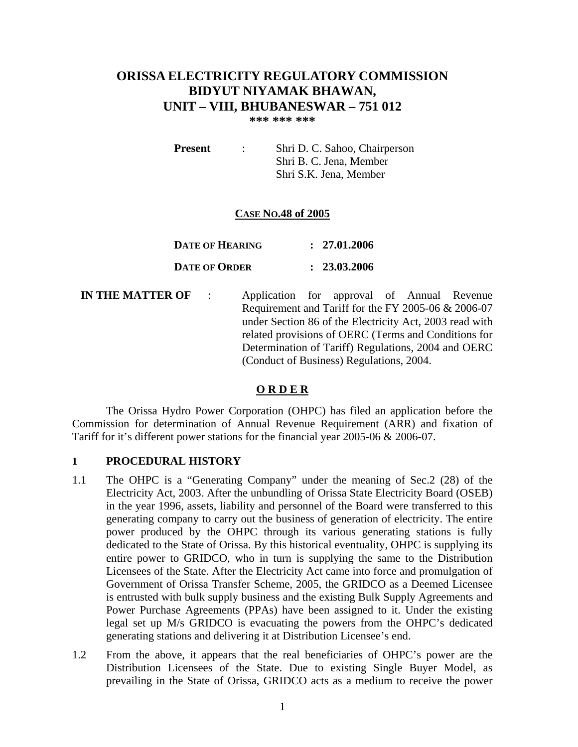# ORISSA ELECTRICITY REGULATORY COMMISSION
# BIDYUT NIYAMAK BHAWAN,
# UNIT – VIII, BHUBANESWAR – 751 012

\*\*\* \*\*\* \*\*\*

**Present** : Shri D. C. Sahoo, Chairperson
Shri B. C. Jena, Member
Shri S.K. Jena, Member

**CASE NO.48 of 2005**

**DATE OF HEARING : 27.01.2006**

**DATE OF ORDER : 23.03.2006**

**IN THE MATTER OF** : Application for approval of Annual Revenue Requirement and Tariff for the FY 2005-06 & 2006-07 under Section 86 of the Electricity Act, 2003 read with related provisions of OERC (Terms and Conditions for Determination of Tariff) Regulations, 2004 and OERC (Conduct of Business) Regulations, 2004.

## O R D E R

The Orissa Hydro Power Corporation (OHPC) has filed an application before the Commission for determination of Annual Revenue Requirement (ARR) and fixation of Tariff for it's different power stations for the financial year 2005-06 & 2006-07.

### 1 PROCEDURAL HISTORY

1.1 The OHPC is a "Generating Company" under the meaning of Sec.2 (28) of the Electricity Act, 2003. After the unbundling of Orissa State Electricity Board (OSEB) in the year 1996, assets, liability and personnel of the Board were transferred to this generating company to carry out the business of generation of electricity. The entire power produced by the OHPC through its various generating stations is fully dedicated to the State of Orissa. By this historical eventuality, OHPC is supplying its entire power to GRIDCO, who in turn is supplying the same to the Distribution Licensees of the State. After the Electricity Act came into force and promulgation of Government of Orissa Transfer Scheme, 2005, the GRIDCO as a Deemed Licensee is entrusted with bulk supply business and the existing Bulk Supply Agreements and Power Purchase Agreements (PPAs) have been assigned to it. Under the existing legal set up M/s GRIDCO is evacuating the powers from the OHPC's dedicated generating stations and delivering it at Distribution Licensee's end.

1.2 From the above, it appears that the real beneficiaries of OHPC's power are the Distribution Licensees of the State. Due to existing Single Buyer Model, as prevailing in the State of Orissa, GRIDCO acts as a medium to receive the power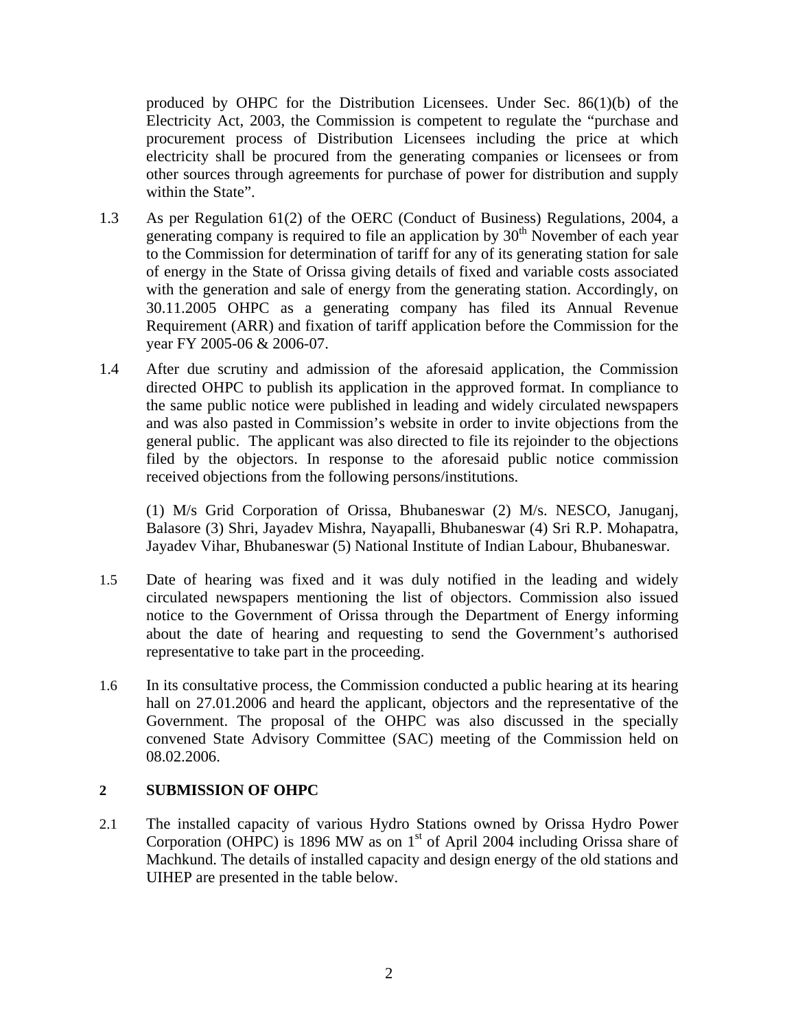produced by OHPC for the Distribution Licensees. Under Sec. 86(1)(b) of the Electricity Act, 2003, the Commission is competent to regulate the "purchase and procurement process of Distribution Licensees including the price at which electricity shall be procured from the generating companies or licensees or from other sources through agreements for purchase of power for distribution and supply within the State".

1.3 As per Regulation 61(2) of the OERC (Conduct of Business) Regulations, 2004, a generating company is required to file an application by 30th November of each year to the Commission for determination of tariff for any of its generating station for sale of energy in the State of Orissa giving details of fixed and variable costs associated with the generation and sale of energy from the generating station. Accordingly, on 30.11.2005 OHPC as a generating company has filed its Annual Revenue Requirement (ARR) and fixation of tariff application before the Commission for the year FY 2005-06 & 2006-07.

1.4 After due scrutiny and admission of the aforesaid application, the Commission directed OHPC to publish its application in the approved format. In compliance to the same public notice were published in leading and widely circulated newspapers and was also pasted in Commission's website in order to invite objections from the general public. The applicant was also directed to file its rejoinder to the objections filed by the objectors. In response to the aforesaid public notice commission received objections from the following persons/institutions.

(1) M/s Grid Corporation of Orissa, Bhubaneswar (2) M/s. NESCO, Januganj, Balasore (3) Shri, Jayadev Mishra, Nayapalli, Bhubaneswar (4) Sri R.P. Mohapatra, Jayadev Vihar, Bhubaneswar (5) National Institute of Indian Labour, Bhubaneswar.

1.5 Date of hearing was fixed and it was duly notified in the leading and widely circulated newspapers mentioning the list of objectors. Commission also issued notice to the Government of Orissa through the Department of Energy informing about the date of hearing and requesting to send the Government's authorised representative to take part in the proceeding.

1.6 In its consultative process, the Commission conducted a public hearing at its hearing hall on 27.01.2006 and heard the applicant, objectors and the representative of the Government. The proposal of the OHPC was also discussed in the specially convened State Advisory Committee (SAC) meeting of the Commission held on 08.02.2006.

## 2 SUBMISSION OF OHPC

2.1 The installed capacity of various Hydro Stations owned by Orissa Hydro Power Corporation (OHPC) is 1896 MW as on 1st of April 2004 including Orissa share of Machkund. The details of installed capacity and design energy of the old stations and UIHEP are presented in the table below.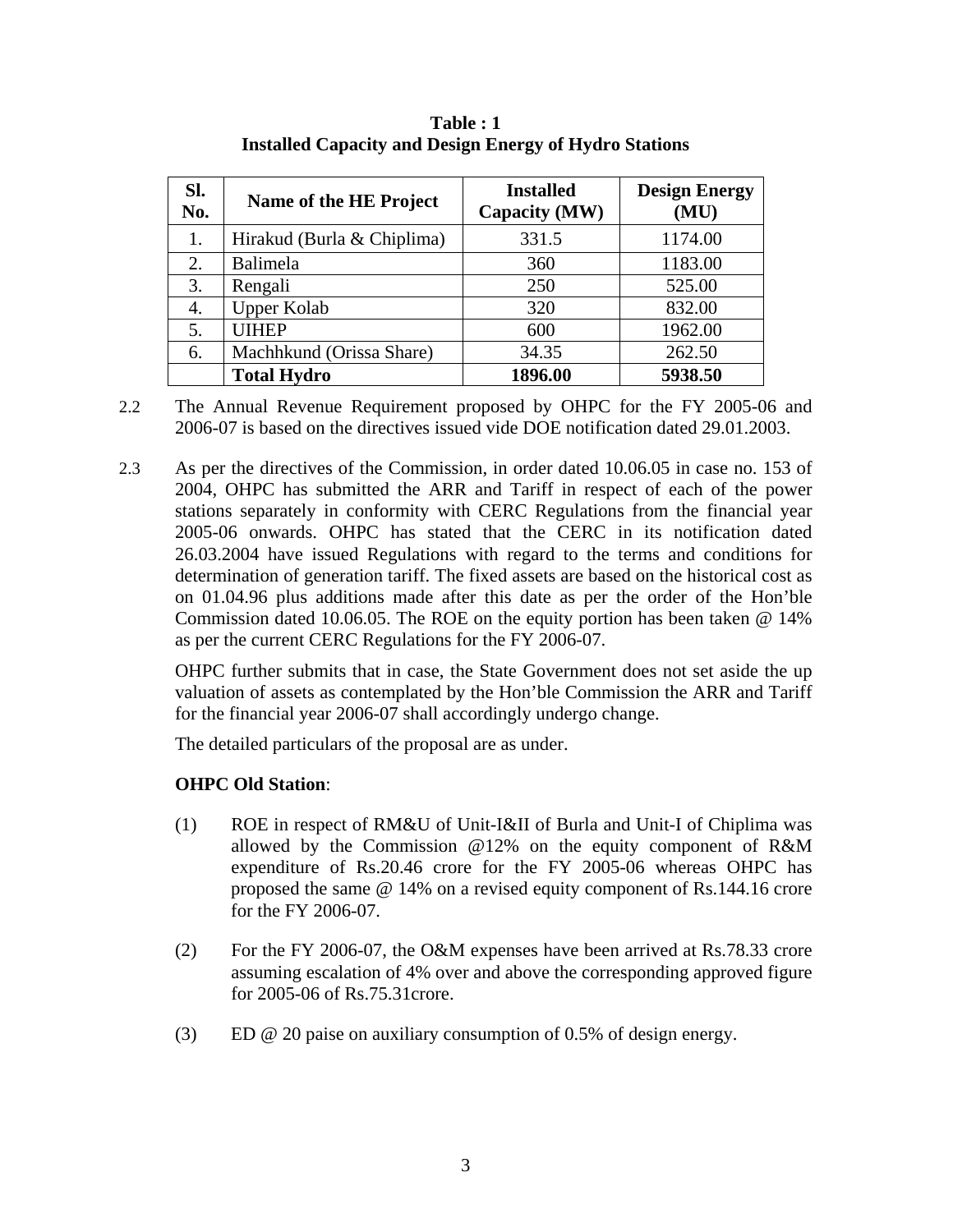**Table : 1**
**Installed Capacity and Design Energy of Hydro Stations**

| Sl. No. | Name of the HE Project | Installed Capacity (MW) | Design Energy (MU) |
|---|---|---|---|
| 1. | Hirakud (Burla & Chiplima) | 331.5 | 1174.00 |
| 2. | Balimela | 360 | 1183.00 |
| 3. | Rengali | 250 | 525.00 |
| 4. | Upper Kolab | 320 | 832.00 |
| 5. | UIHEP | 600 | 1962.00 |
| 6. | Machhkund (Orissa Share) | 34.35 | 262.50 |
| | **Total Hydro** | **1896.00** | **5938.50** |

2.2 The Annual Revenue Requirement proposed by OHPC for the FY 2005-06 and 2006-07 is based on the directives issued vide DOE notification dated 29.01.2003.

2.3 As per the directives of the Commission, in order dated 10.06.05 in case no. 153 of 2004, OHPC has submitted the ARR and Tariff in respect of each of the power stations separately in conformity with CERC Regulations from the financial year 2005-06 onwards. OHPC has stated that the CERC in its notification dated 26.03.2004 have issued Regulations with regard to the terms and conditions for determination of generation tariff. The fixed assets are based on the historical cost as on 01.04.96 plus additions made after this date as per the order of the Hon'ble Commission dated 10.06.05. The ROE on the equity portion has been taken @ 14% as per the current CERC Regulations for the FY 2006-07.

OHPC further submits that in case, the State Government does not set aside the up valuation of assets as contemplated by the Hon'ble Commission the ARR and Tariff for the financial year 2006-07 shall accordingly undergo change.

The detailed particulars of the proposal are as under.

**OHPC Old Station**:

(1) ROE in respect of RM&U of Unit-I&II of Burla and Unit-I of Chiplima was allowed by the Commission @12% on the equity component of R&M expenditure of Rs.20.46 crore for the FY 2005-06 whereas OHPC has proposed the same @ 14% on a revised equity component of Rs.144.16 crore for the FY 2006-07.

(2) For the FY 2006-07, the O&M expenses have been arrived at Rs.78.33 crore assuming escalation of 4% over and above the corresponding approved figure for 2005-06 of Rs.75.31crore.

(3) ED @ 20 paise on auxiliary consumption of 0.5% of design energy.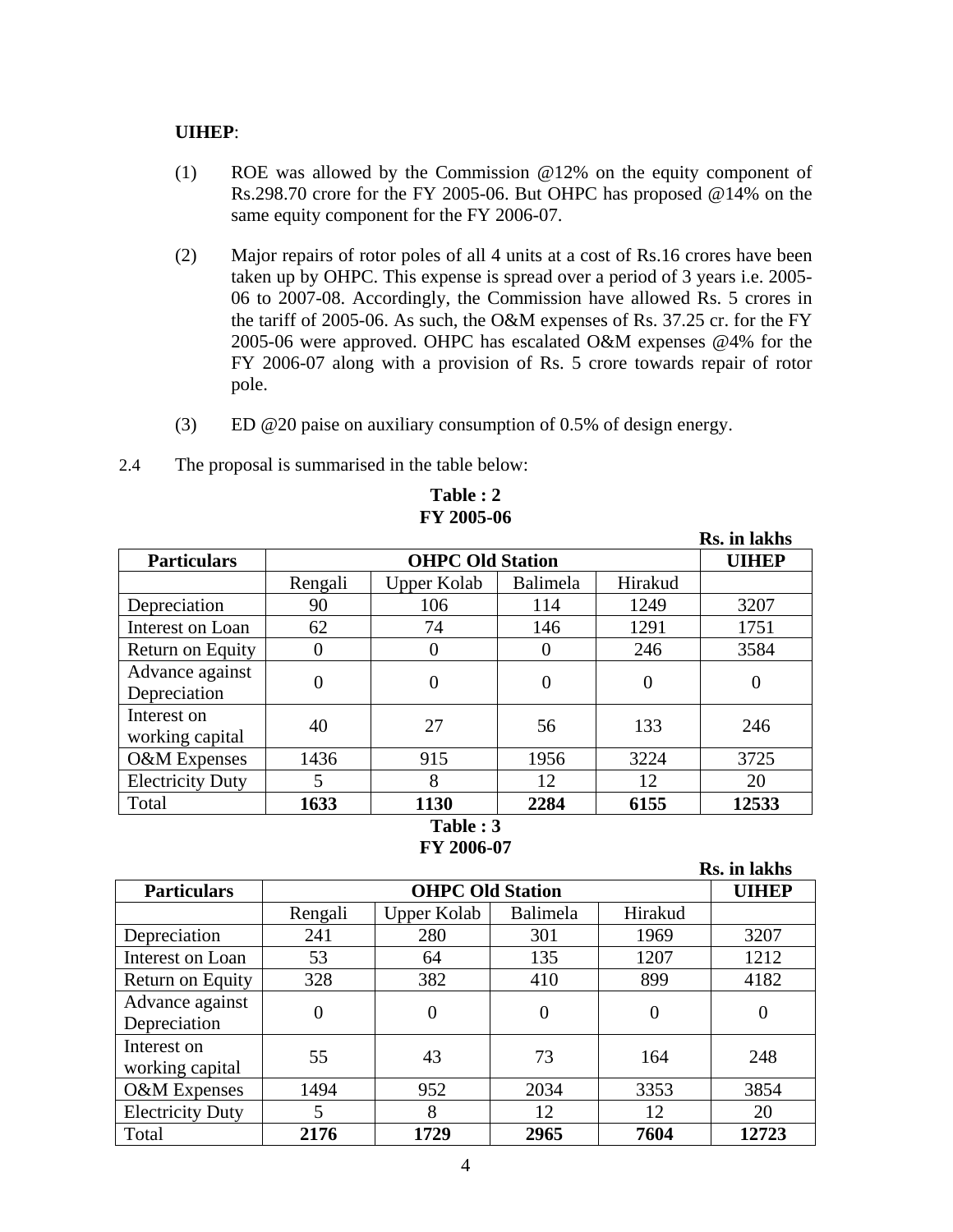**UIHEP**:

(1) ROE was allowed by the Commission @12% on the equity component of Rs.298.70 crore for the FY 2005-06. But OHPC has proposed @14% on the same equity component for the FY 2006-07.

(2) Major repairs of rotor poles of all 4 units at a cost of Rs.16 crores have been taken up by OHPC. This expense is spread over a period of 3 years i.e. 2005-06 to 2007-08. Accordingly, the Commission have allowed Rs. 5 crores in the tariff of 2005-06. As such, the O&M expenses of Rs. 37.25 cr. for the FY 2005-06 were approved. OHPC has escalated O&M expenses @4% for the FY 2006-07 along with a provision of Rs. 5 crore towards repair of rotor pole.

(3) ED @20 paise on auxiliary consumption of 0.5% of design energy.

2.4 The proposal is summarised in the table below:

**Table : 2**
**FY 2005-06**

**Rs. in lakhs**

| Particulars | OHPC Old Station | | | | UIHEP |
|---|---|---|---|---|---|
| | Rengali | Upper Kolab | Balimela | Hirakud | |
| Depreciation | 90 | 106 | 114 | 1249 | 3207 |
| Interest on Loan | 62 | 74 | 146 | 1291 | 1751 |
| Return on Equity | 0 | 0 | 0 | 246 | 3584 |
| Advance against Depreciation | 0 | 0 | 0 | 0 | 0 |
| Interest on working capital | 40 | 27 | 56 | 133 | 246 |
| O&M Expenses | 1436 | 915 | 1956 | 3224 | 3725 |
| Electricity Duty | 5 | 8 | 12 | 12 | 20 |
| Total | **1633** | **1130** | **2284** | **6155** | **12533** |

**Table : 3**
**FY 2006-07**

**Rs. in lakhs**

| Particulars | OHPC Old Station | | | | UIHEP |
|---|---|---|---|---|---|
| | Rengali | Upper Kolab | Balimela | Hirakud | |
| Depreciation | 241 | 280 | 301 | 1969 | 3207 |
| Interest on Loan | 53 | 64 | 135 | 1207 | 1212 |
| Return on Equity | 328 | 382 | 410 | 899 | 4182 |
| Advance against Depreciation | 0 | 0 | 0 | 0 | 0 |
| Interest on working capital | 55 | 43 | 73 | 164 | 248 |
| O&M Expenses | 1494 | 952 | 2034 | 3353 | 3854 |
| Electricity Duty | 5 | 8 | 12 | 12 | 20 |
| Total | **2176** | **1729** | **2965** | **7604** | **12723** |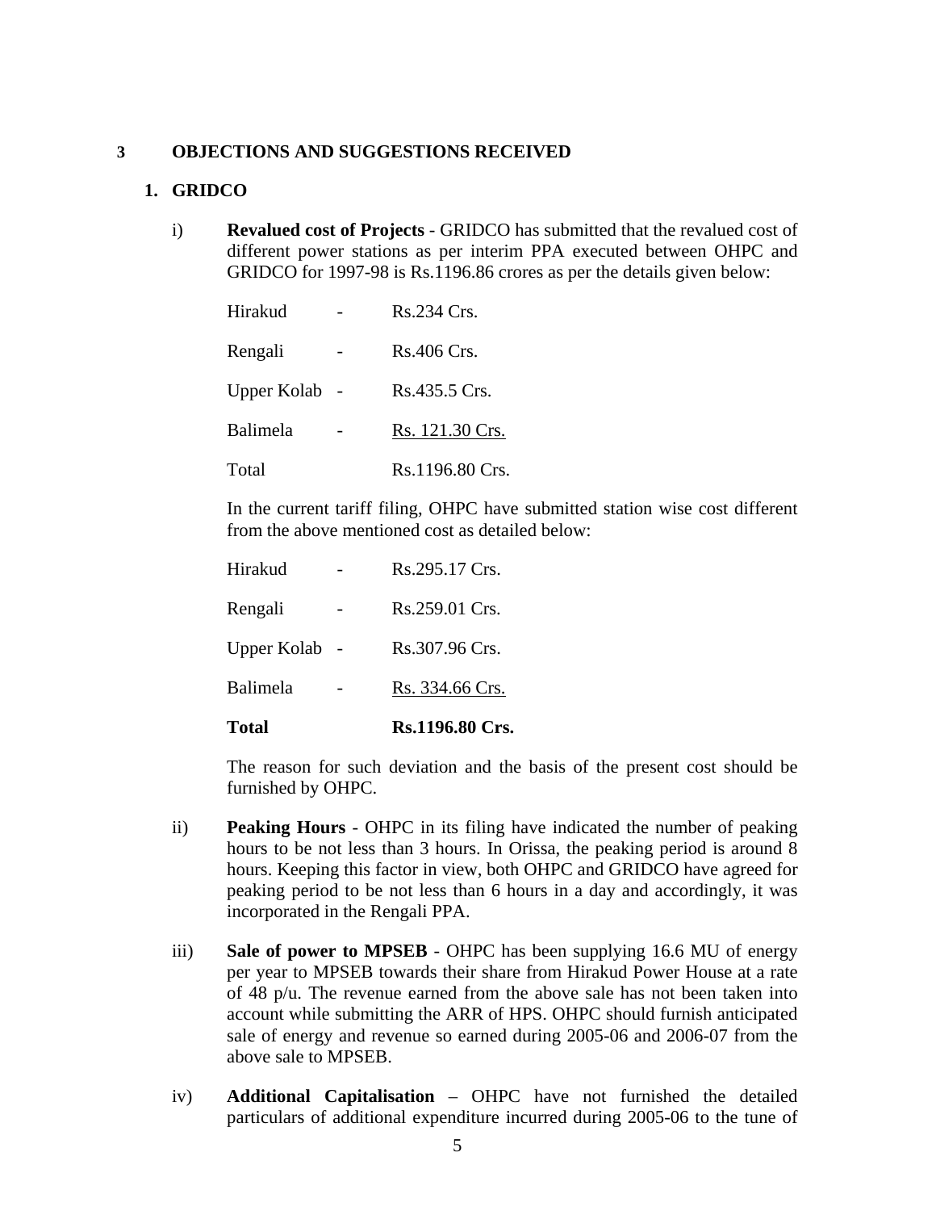## 3 OBJECTIONS AND SUGGESTIONS RECEIVED

### 1. GRIDCO

i) **Revalued cost of Projects** - GRIDCO has submitted that the revalued cost of different power stations as per interim PPA executed between OHPC and GRIDCO for 1997-98 is Rs.1196.86 crores as per the details given below:

| | | |
|---|---|---|
| Hirakud | - | Rs.234 Crs. |
| Rengali | - | Rs.406 Crs. |
| Upper Kolab | - | Rs.435.5 Crs. |
| Balimela | - | Rs. 121.30 Crs. |
| Total | | Rs.1196.80 Crs. |

In the current tariff filing, OHPC have submitted station wise cost different from the above mentioned cost as detailed below:

| | | |
|---|---|---|
| Hirakud | - | Rs.295.17 Crs. |
| Rengali | - | Rs.259.01 Crs. |
| Upper Kolab | - | Rs.307.96 Crs. |
| Balimela | - | Rs. 334.66 Crs. |
| **Total** | | **Rs.1196.80 Crs.** |

The reason for such deviation and the basis of the present cost should be furnished by OHPC.

ii) **Peaking Hours** - OHPC in its filing have indicated the number of peaking hours to be not less than 3 hours. In Orissa, the peaking period is around 8 hours. Keeping this factor in view, both OHPC and GRIDCO have agreed for peaking period to be not less than 6 hours in a day and accordingly, it was incorporated in the Rengali PPA.

iii) **Sale of power to MPSEB** - OHPC has been supplying 16.6 MU of energy per year to MPSEB towards their share from Hirakud Power House at a rate of 48 p/u. The revenue earned from the above sale has not been taken into account while submitting the ARR of HPS. OHPC should furnish anticipated sale of energy and revenue so earned during 2005-06 and 2006-07 from the above sale to MPSEB.

iv) **Additional Capitalisation** – OHPC have not furnished the detailed particulars of additional expenditure incurred during 2005-06 to the tune of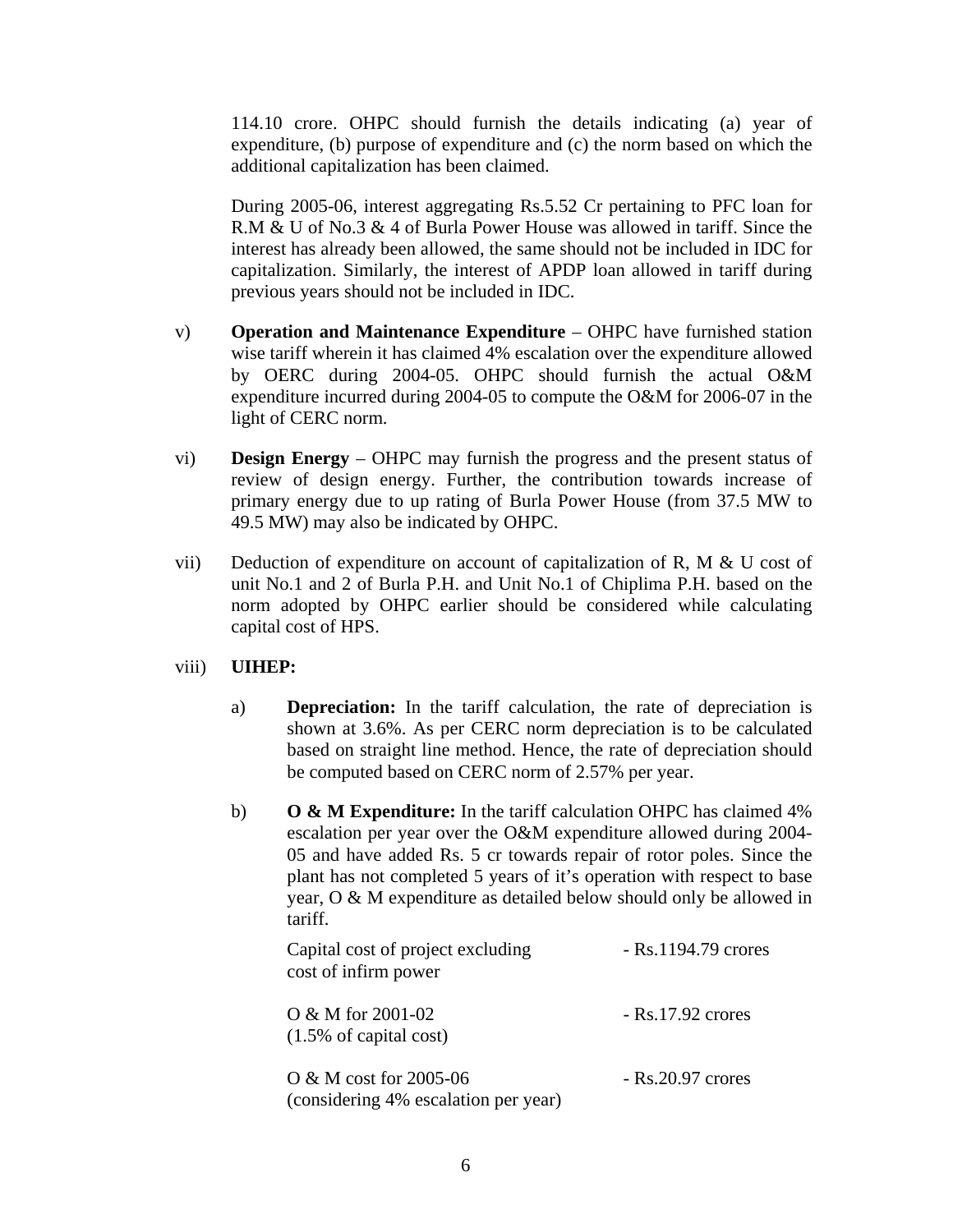114.10 crore. OHPC should furnish the details indicating (a) year of expenditure, (b) purpose of expenditure and (c) the norm based on which the additional capitalization has been claimed.

During 2005-06, interest aggregating Rs.5.52 Cr pertaining to PFC loan for R.M & U of No.3 & 4 of Burla Power House was allowed in tariff. Since the interest has already been allowed, the same should not be included in IDC for capitalization. Similarly, the interest of APDP loan allowed in tariff during previous years should not be included in IDC.

v) **Operation and Maintenance Expenditure** – OHPC have furnished station wise tariff wherein it has claimed 4% escalation over the expenditure allowed by OERC during 2004-05. OHPC should furnish the actual O&M expenditure incurred during 2004-05 to compute the O&M for 2006-07 in the light of CERC norm.

vi) **Design Energy** – OHPC may furnish the progress and the present status of review of design energy. Further, the contribution towards increase of primary energy due to up rating of Burla Power House (from 37.5 MW to 49.5 MW) may also be indicated by OHPC.

vii) Deduction of expenditure on account of capitalization of R, M & U cost of unit No.1 and 2 of Burla P.H. and Unit No.1 of Chiplima P.H. based on the norm adopted by OHPC earlier should be considered while calculating capital cost of HPS.

viii) **UIHEP:**

a) **Depreciation:** In the tariff calculation, the rate of depreciation is shown at 3.6%. As per CERC norm depreciation is to be calculated based on straight line method. Hence, the rate of depreciation should be computed based on CERC norm of 2.57% per year.

b) **O & M Expenditure:** In the tariff calculation OHPC has claimed 4% escalation per year over the O&M expenditure allowed during 2004-05 and have added Rs. 5 cr towards repair of rotor poles. Since the plant has not completed 5 years of it's operation with respect to base year, O & M expenditure as detailed below should only be allowed in tariff.

| | |
|---|---|
| Capital cost of project excluding cost of infirm power | - Rs.1194.79 crores |
| O & M for 2001-02 (1.5% of capital cost) | - Rs.17.92 crores |
| O & M cost for 2005-06 (considering 4% escalation per year) | - Rs.20.97 crores |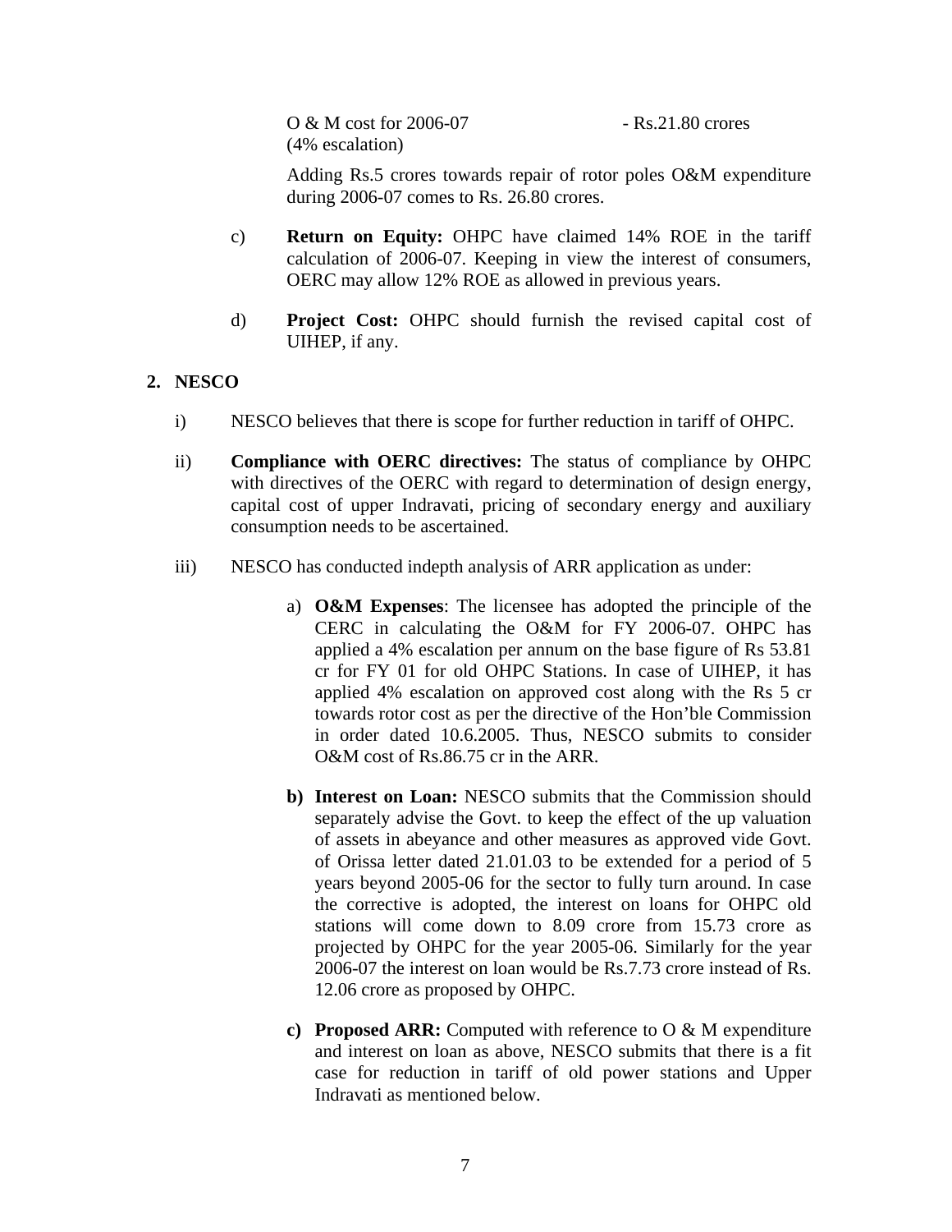O & M cost for 2006-07 (4% escalation) - Rs.21.80 crores

Adding Rs.5 crores towards repair of rotor poles O&M expenditure during 2006-07 comes to Rs. 26.80 crores.

c) **Return on Equity:** OHPC have claimed 14% ROE in the tariff calculation of 2006-07. Keeping in view the interest of consumers, OERC may allow 12% ROE as allowed in previous years.

d) **Project Cost:** OHPC should furnish the revised capital cost of UIHEP, if any.

**2. NESCO**

i) NESCO believes that there is scope for further reduction in tariff of OHPC.

ii) **Compliance with OERC directives:** The status of compliance by OHPC with directives of the OERC with regard to determination of design energy, capital cost of upper Indravati, pricing of secondary energy and auxiliary consumption needs to be ascertained.

iii) NESCO has conducted indepth analysis of ARR application as under:

a) **O&M Expenses**: The licensee has adopted the principle of the CERC in calculating the O&M for FY 2006-07. OHPC has applied a 4% escalation per annum on the base figure of Rs 53.81 cr for FY 01 for old OHPC Stations. In case of UIHEP, it has applied 4% escalation on approved cost along with the Rs 5 cr towards rotor cost as per the directive of the Hon'ble Commission in order dated 10.6.2005. Thus, NESCO submits to consider O&M cost of Rs.86.75 cr in the ARR.

**b) Interest on Loan:** NESCO submits that the Commission should separately advise the Govt. to keep the effect of the up valuation of assets in abeyance and other measures as approved vide Govt. of Orissa letter dated 21.01.03 to be extended for a period of 5 years beyond 2005-06 for the sector to fully turn around. In case the corrective is adopted, the interest on loans for OHPC old stations will come down to 8.09 crore from 15.73 crore as projected by OHPC for the year 2005-06. Similarly for the year 2006-07 the interest on loan would be Rs.7.73 crore instead of Rs. 12.06 crore as proposed by OHPC.

**c) Proposed ARR:** Computed with reference to O & M expenditure and interest on loan as above, NESCO submits that there is a fit case for reduction in tariff of old power stations and Upper Indravati as mentioned below.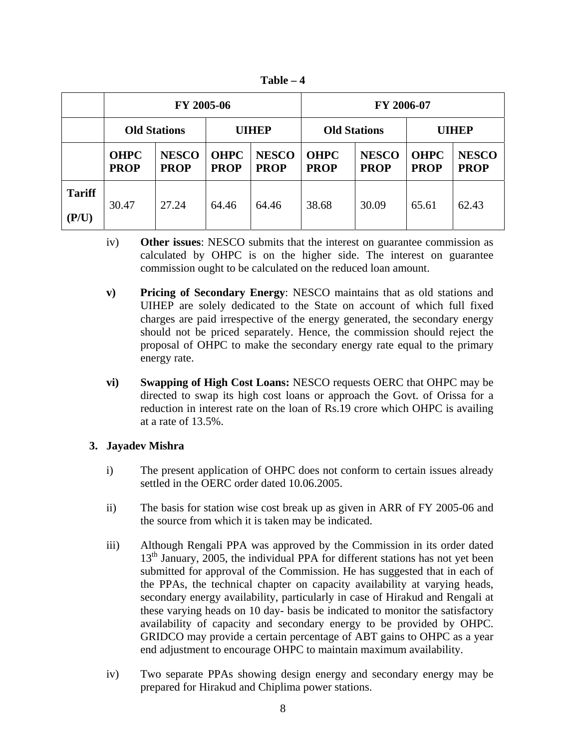**Table – 4**

| | FY 2005-06 | | | | FY 2006-07 | | | |
|---|---|---|---|---|---|---|---|---|
| | Old Stations | | UIHEP | | Old Stations | | UIHEP | |
| | **OHPC PROP** | **NESCO PROP** | **OHPC PROP** | **NESCO PROP** | **OHPC PROP** | **NESCO PROP** | **OHPC PROP** | **NESCO PROP** |
| **Tariff (P/U)** | 30.47 | 27.24 | 64.46 | 64.46 | 38.68 | 30.09 | 65.61 | 62.43 |

iv) **Other issues**: NESCO submits that the interest on guarantee commission as calculated by OHPC is on the higher side. The interest on guarantee commission ought to be calculated on the reduced loan amount.

**v) Pricing of Secondary Energy**: NESCO maintains that as old stations and UIHEP are solely dedicated to the State on account of which full fixed charges are paid irrespective of the energy generated, the secondary energy should not be priced separately. Hence, the commission should reject the proposal of OHPC to make the secondary energy rate equal to the primary energy rate.

**vi) Swapping of High Cost Loans:** NESCO requests OERC that OHPC may be directed to swap its high cost loans or approach the Govt. of Orissa for a reduction in interest rate on the loan of Rs.19 crore which OHPC is availing at a rate of 13.5%.

**3. Jayadev Mishra**

i) The present application of OHPC does not conform to certain issues already settled in the OERC order dated 10.06.2005.

ii) The basis for station wise cost break up as given in ARR of FY 2005-06 and the source from which it is taken may be indicated.

iii) Although Rengali PPA was approved by the Commission in its order dated 13th January, 2005, the individual PPA for different stations has not yet been submitted for approval of the Commission. He has suggested that in each of the PPAs, the technical chapter on capacity availability at varying heads, secondary energy availability, particularly in case of Hirakud and Rengali at these varying heads on 10 day- basis be indicated to monitor the satisfactory availability of capacity and secondary energy to be provided by OHPC. GRIDCO may provide a certain percentage of ABT gains to OHPC as a year end adjustment to encourage OHPC to maintain maximum availability.

iv) Two separate PPAs showing design energy and secondary energy may be prepared for Hirakud and Chiplima power stations.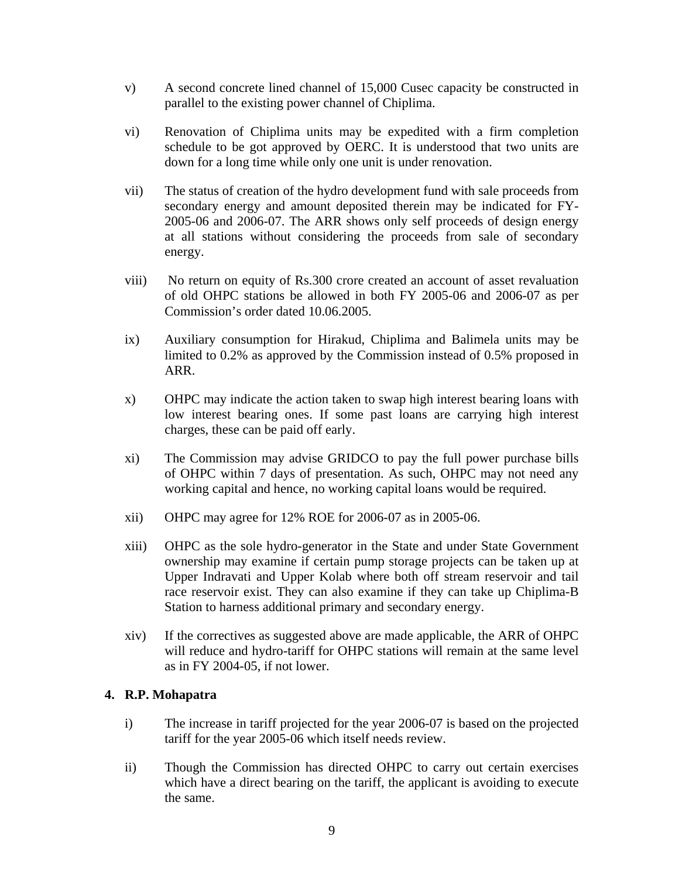v) A second concrete lined channel of 15,000 Cusec capacity be constructed in parallel to the existing power channel of Chiplima.

vi) Renovation of Chiplima units may be expedited with a firm completion schedule to be got approved by OERC. It is understood that two units are down for a long time while only one unit is under renovation.

vii) The status of creation of the hydro development fund with sale proceeds from secondary energy and amount deposited therein may be indicated for FY-2005-06 and 2006-07. The ARR shows only self proceeds of design energy at all stations without considering the proceeds from sale of secondary energy.

viii) No return on equity of Rs.300 crore created an account of asset revaluation of old OHPC stations be allowed in both FY 2005-06 and 2006-07 as per Commission's order dated 10.06.2005.

ix) Auxiliary consumption for Hirakud, Chiplima and Balimela units may be limited to 0.2% as approved by the Commission instead of 0.5% proposed in ARR.

x) OHPC may indicate the action taken to swap high interest bearing loans with low interest bearing ones. If some past loans are carrying high interest charges, these can be paid off early.

xi) The Commission may advise GRIDCO to pay the full power purchase bills of OHPC within 7 days of presentation. As such, OHPC may not need any working capital and hence, no working capital loans would be required.

xii) OHPC may agree for 12% ROE for 2006-07 as in 2005-06.

xiii) OHPC as the sole hydro-generator in the State and under State Government ownership may examine if certain pump storage projects can be taken up at Upper Indravati and Upper Kolab where both off stream reservoir and tail race reservoir exist. They can also examine if they can take up Chiplima-B Station to harness additional primary and secondary energy.

xiv) If the correctives as suggested above are made applicable, the ARR of OHPC will reduce and hydro-tariff for OHPC stations will remain at the same level as in FY 2004-05, if not lower.

**4. R.P. Mohapatra**

i) The increase in tariff projected for the year 2006-07 is based on the projected tariff for the year 2005-06 which itself needs review.

ii) Though the Commission has directed OHPC to carry out certain exercises which have a direct bearing on the tariff, the applicant is avoiding to execute the same.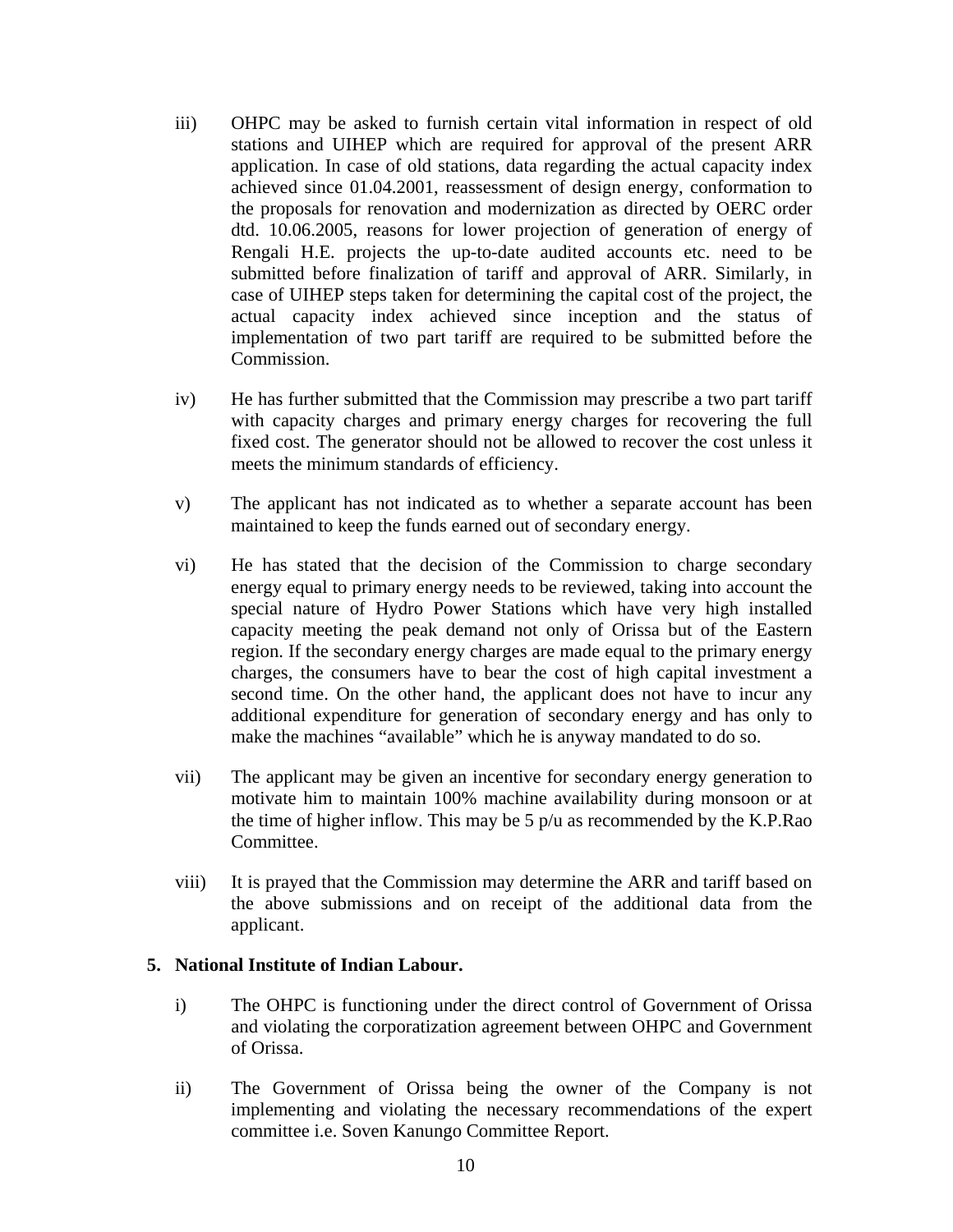iii) OHPC may be asked to furnish certain vital information in respect of old stations and UIHEP which are required for approval of the present ARR application. In case of old stations, data regarding the actual capacity index achieved since 01.04.2001, reassessment of design energy, conformation to the proposals for renovation and modernization as directed by OERC order dtd. 10.06.2005, reasons for lower projection of generation of energy of Rengali H.E. projects the up-to-date audited accounts etc. need to be submitted before finalization of tariff and approval of ARR. Similarly, in case of UIHEP steps taken for determining the capital cost of the project, the actual capacity index achieved since inception and the status of implementation of two part tariff are required to be submitted before the Commission.

iv) He has further submitted that the Commission may prescribe a two part tariff with capacity charges and primary energy charges for recovering the full fixed cost. The generator should not be allowed to recover the cost unless it meets the minimum standards of efficiency.

v) The applicant has not indicated as to whether a separate account has been maintained to keep the funds earned out of secondary energy.

vi) He has stated that the decision of the Commission to charge secondary energy equal to primary energy needs to be reviewed, taking into account the special nature of Hydro Power Stations which have very high installed capacity meeting the peak demand not only of Orissa but of the Eastern region. If the secondary energy charges are made equal to the primary energy charges, the consumers have to bear the cost of high capital investment a second time. On the other hand, the applicant does not have to incur any additional expenditure for generation of secondary energy and has only to make the machines "available" which he is anyway mandated to do so.

vii) The applicant may be given an incentive for secondary energy generation to motivate him to maintain 100% machine availability during monsoon or at the time of higher inflow. This may be 5 p/u as recommended by the K.P.Rao Committee.

viii) It is prayed that the Commission may determine the ARR and tariff based on the above submissions and on receipt of the additional data from the applicant.

**5. National Institute of Indian Labour.**

i) The OHPC is functioning under the direct control of Government of Orissa and violating the corporatization agreement between OHPC and Government of Orissa.

ii) The Government of Orissa being the owner of the Company is not implementing and violating the necessary recommendations of the expert committee i.e. Soven Kanungo Committee Report.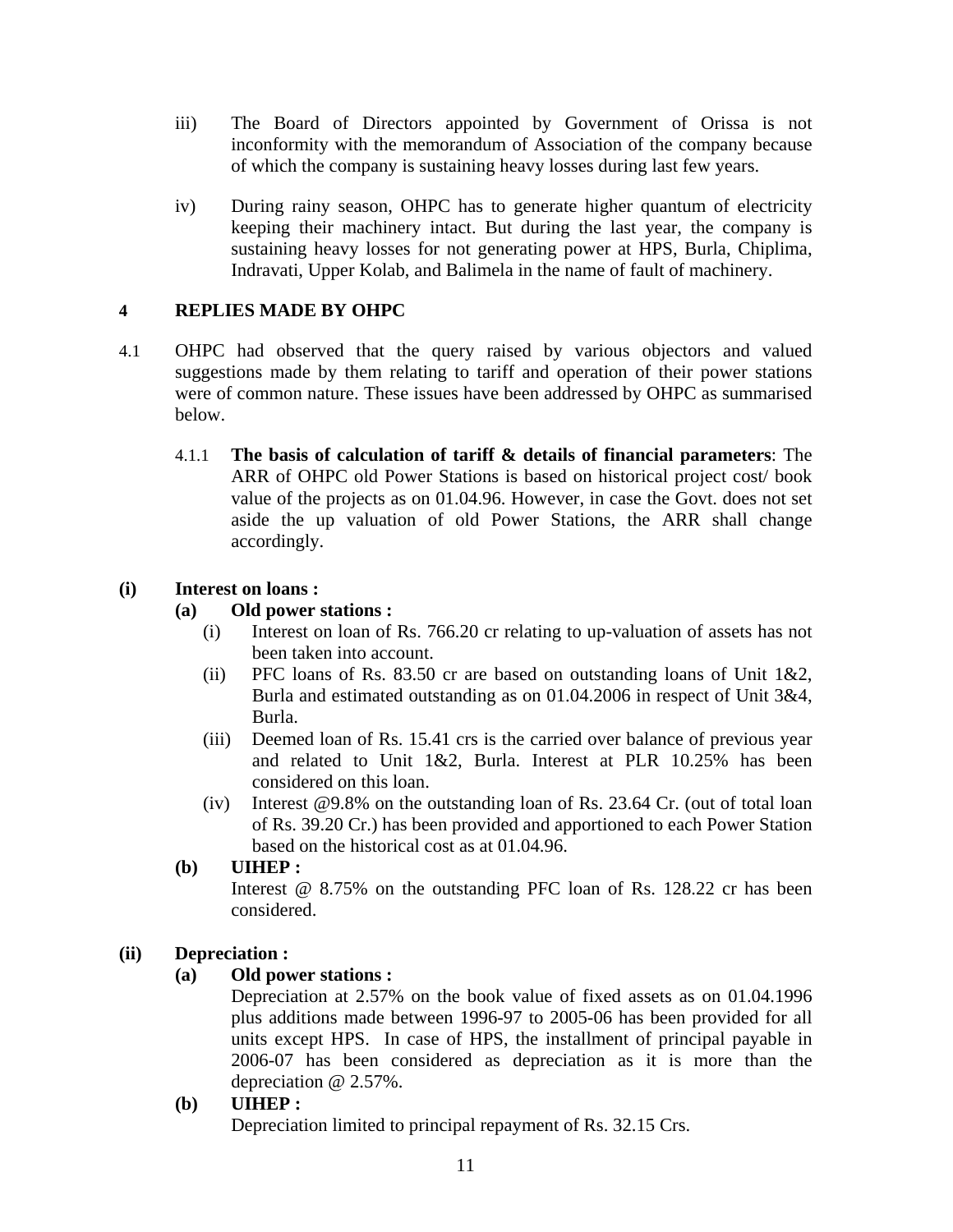iii) The Board of Directors appointed by Government of Orissa is not inconformity with the memorandum of Association of the company because of which the company is sustaining heavy losses during last few years.

iv) During rainy season, OHPC has to generate higher quantum of electricity keeping their machinery intact. But during the last year, the company is sustaining heavy losses for not generating power at HPS, Burla, Chiplima, Indravati, Upper Kolab, and Balimela in the name of fault of machinery.

## 4 REPLIES MADE BY OHPC

4.1 OHPC had observed that the query raised by various objectors and valued suggestions made by them relating to tariff and operation of their power stations were of common nature. These issues have been addressed by OHPC as summarised below.

4.1.1 **The basis of calculation of tariff & details of financial parameters**: The ARR of OHPC old Power Stations is based on historical project cost/ book value of the projects as on 01.04.96. However, in case the Govt. does not set aside the up valuation of old Power Stations, the ARR shall change accordingly.

**(i) Interest on loans :**

**(a) Old power stations :**

(i) Interest on loan of Rs. 766.20 cr relating to up-valuation of assets has not been taken into account.

(ii) PFC loans of Rs. 83.50 cr are based on outstanding loans of Unit 1&2, Burla and estimated outstanding as on 01.04.2006 in respect of Unit 3&4, Burla.

(iii) Deemed loan of Rs. 15.41 crs is the carried over balance of previous year and related to Unit 1&2, Burla. Interest at PLR 10.25% has been considered on this loan.

(iv) Interest @9.8% on the outstanding loan of Rs. 23.64 Cr. (out of total loan of Rs. 39.20 Cr.) has been provided and apportioned to each Power Station based on the historical cost as at 01.04.96.

**(b) UIHEP :**

Interest @ 8.75% on the outstanding PFC loan of Rs. 128.22 cr has been considered.

**(ii) Depreciation :**

**(a) Old power stations :**

Depreciation at 2.57% on the book value of fixed assets as on 01.04.1996 plus additions made between 1996-97 to 2005-06 has been provided for all units except HPS. In case of HPS, the installment of principal payable in 2006-07 has been considered as depreciation as it is more than the depreciation @ 2.57%.

**(b) UIHEP :**

Depreciation limited to principal repayment of Rs. 32.15 Crs.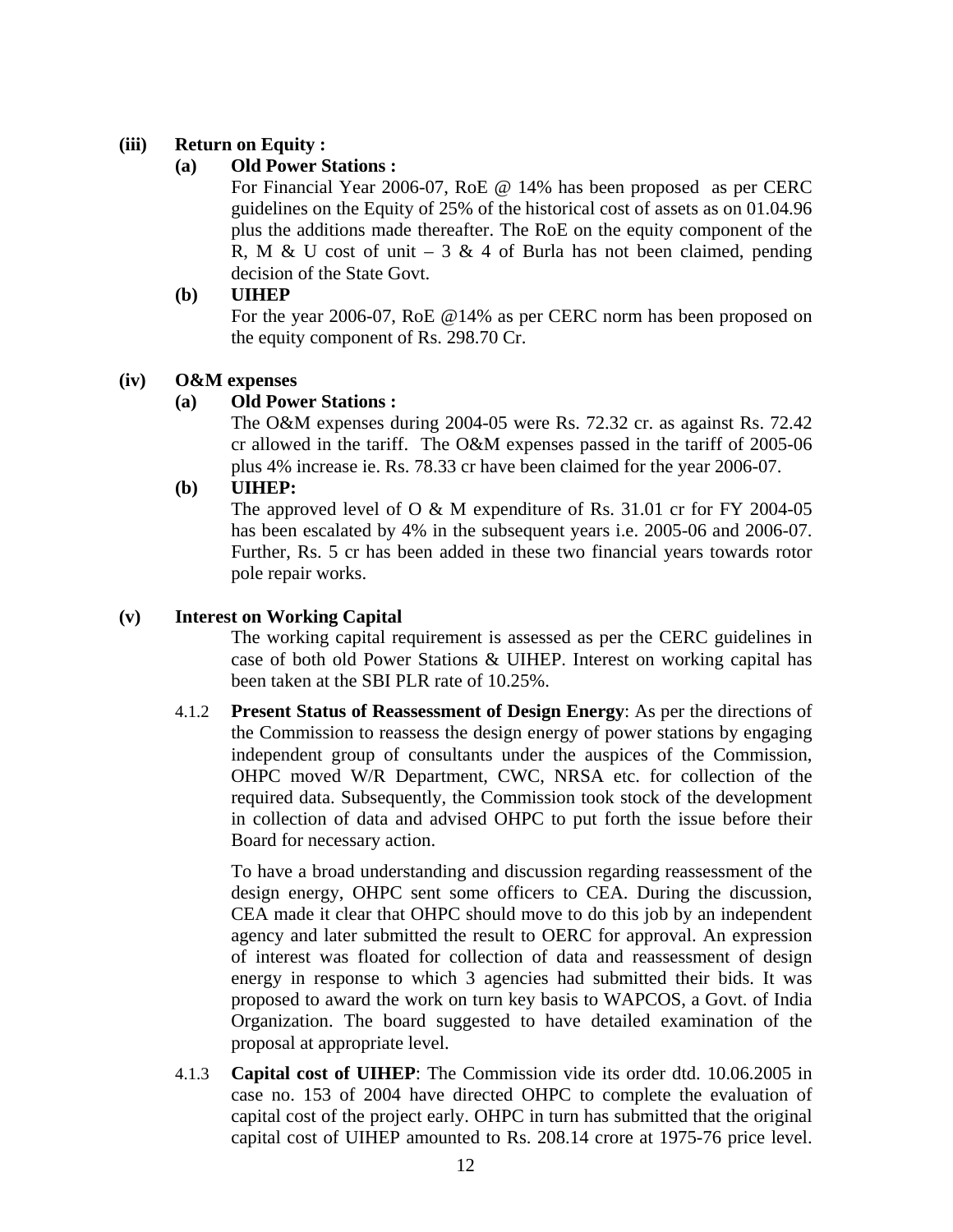**(iii) Return on Equity :**

**(a) Old Power Stations :**

For Financial Year 2006-07, RoE @ 14% has been proposed as per CERC guidelines on the Equity of 25% of the historical cost of assets as on 01.04.96 plus the additions made thereafter. The RoE on the equity component of the R, M & U cost of unit – 3 & 4 of Burla has not been claimed, pending decision of the State Govt.

**(b) UIHEP**

For the year 2006-07, RoE @14% as per CERC norm has been proposed on the equity component of Rs. 298.70 Cr.

**(iv) O&M expenses**

**(a) Old Power Stations :**

The O&M expenses during 2004-05 were Rs. 72.32 cr. as against Rs. 72.42 cr allowed in the tariff. The O&M expenses passed in the tariff of 2005-06 plus 4% increase ie. Rs. 78.33 cr have been claimed for the year 2006-07.

**(b) UIHEP:**

The approved level of O & M expenditure of Rs. 31.01 cr for FY 2004-05 has been escalated by 4% in the subsequent years i.e. 2005-06 and 2006-07. Further, Rs. 5 cr has been added in these two financial years towards rotor pole repair works.

**(v) Interest on Working Capital**

The working capital requirement is assessed as per the CERC guidelines in case of both old Power Stations & UIHEP. Interest on working capital has been taken at the SBI PLR rate of 10.25%.

4.1.2 **Present Status of Reassessment of Design Energy**: As per the directions of the Commission to reassess the design energy of power stations by engaging independent group of consultants under the auspices of the Commission, OHPC moved W/R Department, CWC, NRSA etc. for collection of the required data. Subsequently, the Commission took stock of the development in collection of data and advised OHPC to put forth the issue before their Board for necessary action.

To have a broad understanding and discussion regarding reassessment of the design energy, OHPC sent some officers to CEA. During the discussion, CEA made it clear that OHPC should move to do this job by an independent agency and later submitted the result to OERC for approval. An expression of interest was floated for collection of data and reassessment of design energy in response to which 3 agencies had submitted their bids. It was proposed to award the work on turn key basis to WAPCOS, a Govt. of India Organization. The board suggested to have detailed examination of the proposal at appropriate level.

4.1.3 **Capital cost of UIHEP**: The Commission vide its order dtd. 10.06.2005 in case no. 153 of 2004 have directed OHPC to complete the evaluation of capital cost of the project early. OHPC in turn has submitted that the original capital cost of UIHEP amounted to Rs. 208.14 crore at 1975-76 price level.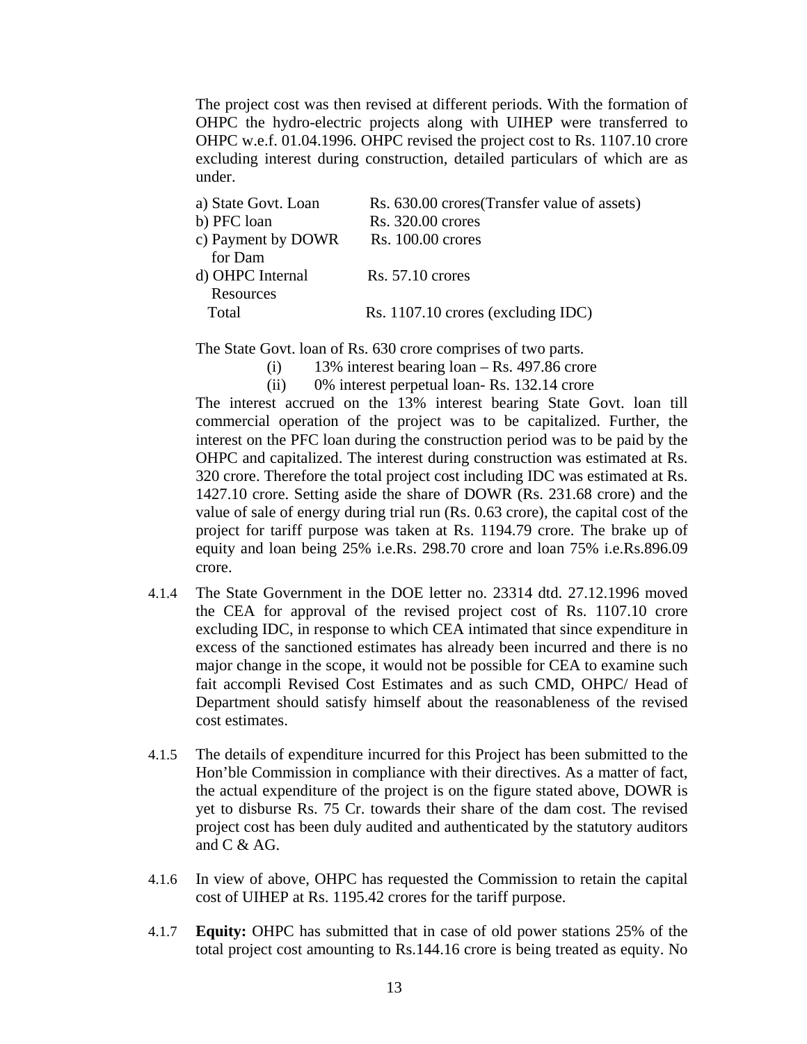The project cost was then revised at different periods. With the formation of OHPC the hydro-electric projects along with UIHEP were transferred to OHPC w.e.f. 01.04.1996. OHPC revised the project cost to Rs. 1107.10 crore excluding interest during construction, detailed particulars of which are as under.

| | |
|---|---|
| a) State Govt. Loan | Rs. 630.00 crores(Transfer value of assets) |
| b) PFC loan | Rs. 320.00 crores |
| c) Payment by DOWR for Dam | Rs. 100.00 crores |
| d) OHPC Internal Resources | Rs. 57.10 crores |
| Total | Rs. 1107.10 crores (excluding IDC) |

The State Govt. loan of Rs. 630 crore comprises of two parts.

(i) 13% interest bearing loan – Rs. 497.86 crore

(ii) 0% interest perpetual loan- Rs. 132.14 crore

The interest accrued on the 13% interest bearing State Govt. loan till commercial operation of the project was to be capitalized. Further, the interest on the PFC loan during the construction period was to be paid by the OHPC and capitalized. The interest during construction was estimated at Rs. 320 crore. Therefore the total project cost including IDC was estimated at Rs. 1427.10 crore. Setting aside the share of DOWR (Rs. 231.68 crore) and the value of sale of energy during trial run (Rs. 0.63 crore), the capital cost of the project for tariff purpose was taken at Rs. 1194.79 crore. The brake up of equity and loan being 25% i.e.Rs. 298.70 crore and loan 75% i.e.Rs.896.09 crore.

4.1.4 The State Government in the DOE letter no. 23314 dtd. 27.12.1996 moved the CEA for approval of the revised project cost of Rs. 1107.10 crore excluding IDC, in response to which CEA intimated that since expenditure in excess of the sanctioned estimates has already been incurred and there is no major change in the scope, it would not be possible for CEA to examine such fait accompli Revised Cost Estimates and as such CMD, OHPC/ Head of Department should satisfy himself about the reasonableness of the revised cost estimates.

4.1.5 The details of expenditure incurred for this Project has been submitted to the Hon'ble Commission in compliance with their directives. As a matter of fact, the actual expenditure of the project is on the figure stated above, DOWR is yet to disburse Rs. 75 Cr. towards their share of the dam cost. The revised project cost has been duly audited and authenticated by the statutory auditors and C & AG.

4.1.6 In view of above, OHPC has requested the Commission to retain the capital cost of UIHEP at Rs. 1195.42 crores for the tariff purpose.

4.1.7 **Equity:** OHPC has submitted that in case of old power stations 25% of the total project cost amounting to Rs.144.16 crore is being treated as equity. No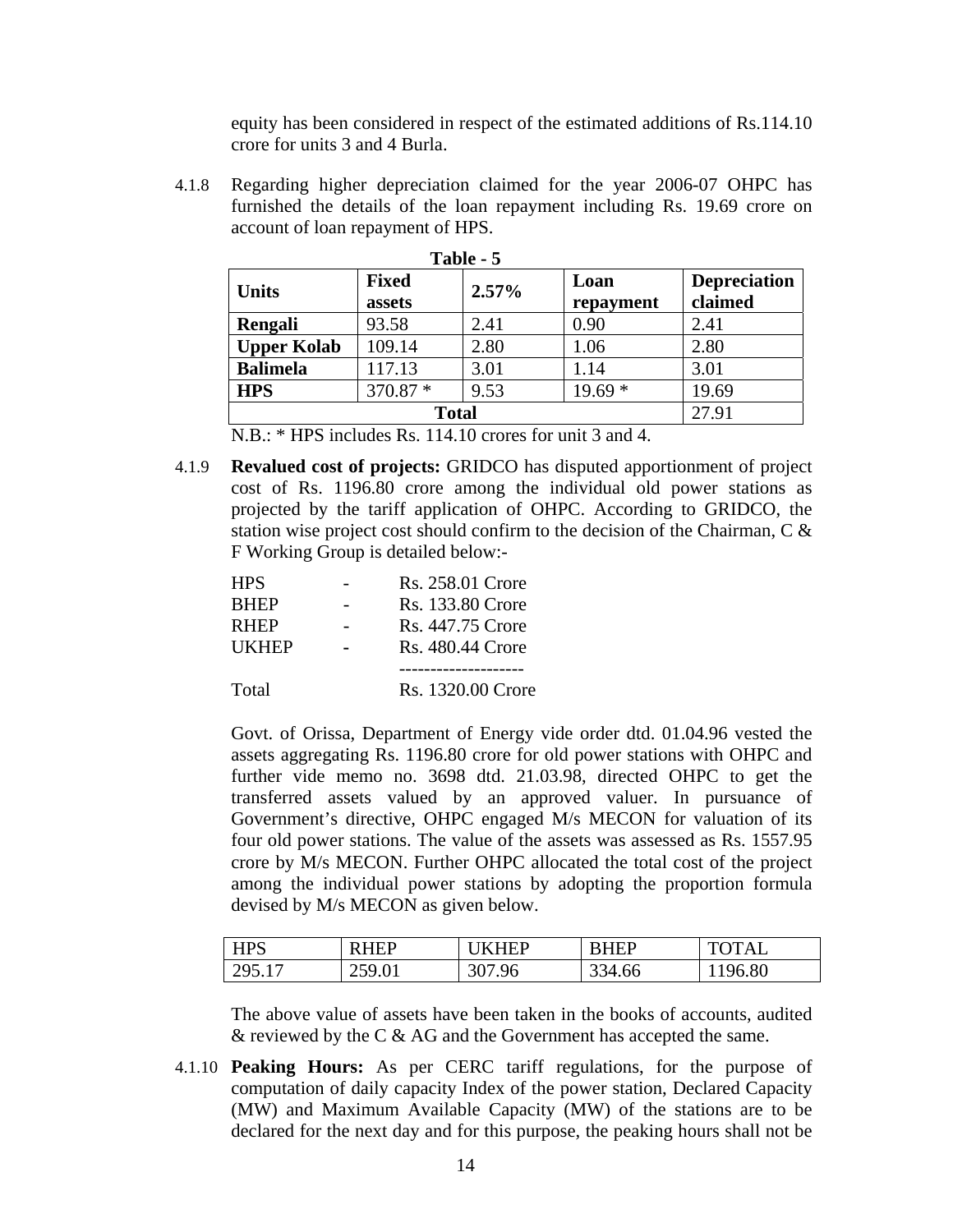equity has been considered in respect of the estimated additions of Rs.114.10 crore for units 3 and 4 Burla.

4.1.8 Regarding higher depreciation claimed for the year 2006-07 OHPC has furnished the details of the loan repayment including Rs. 19.69 crore on account of loan repayment of HPS.

**Table - 5**

| Units | Fixed assets | 2.57% | Loan repayment | Depreciation claimed |
|---|---|---|---|---|
| **Rengali** | 93.58 | 2.41 | 0.90 | 2.41 |
| **Upper Kolab** | 109.14 | 2.80 | 1.06 | 2.80 |
| **Balimela** | 117.13 | 3.01 | 1.14 | 3.01 |
| **HPS** | 370.87 * | 9.53 | 19.69 * | 19.69 |
| **Total** | | | | 27.91 |

N.B.: * HPS includes Rs. 114.10 crores for unit 3 and 4.

4.1.9 **Revalued cost of projects:** GRIDCO has disputed apportionment of project cost of Rs. 1196.80 crore among the individual old power stations as projected by the tariff application of OHPC. According to GRIDCO, the station wise project cost should confirm to the decision of the Chairman, C & F Working Group is detailed below:-

| | | |
|---|---|---|
| HPS | - | Rs. 258.01 Crore |
| BHEP | - | Rs. 133.80 Crore |
| RHEP | - | Rs. 447.75 Crore |
| UKHEP | - | Rs. 480.44 Crore |
| Total | | Rs. 1320.00 Crore |

Govt. of Orissa, Department of Energy vide order dtd. 01.04.96 vested the assets aggregating Rs. 1196.80 crore for old power stations with OHPC and further vide memo no. 3698 dtd. 21.03.98, directed OHPC to get the transferred assets valued by an approved valuer. In pursuance of Government's directive, OHPC engaged M/s MECON for valuation of its four old power stations. The value of the assets was assessed as Rs. 1557.95 crore by M/s MECON. Further OHPC allocated the total cost of the project among the individual power stations by adopting the proportion formula devised by M/s MECON as given below.

| HPS | RHEP | UKHEP | BHEP | TOTAL |
|---|---|---|---|---|
| 295.17 | 259.01 | 307.96 | 334.66 | 1196.80 |

The above value of assets have been taken in the books of accounts, audited & reviewed by the C & AG and the Government has accepted the same.

4.1.10 **Peaking Hours:** As per CERC tariff regulations, for the purpose of computation of daily capacity Index of the power station, Declared Capacity (MW) and Maximum Available Capacity (MW) of the stations are to be declared for the next day and for this purpose, the peaking hours shall not be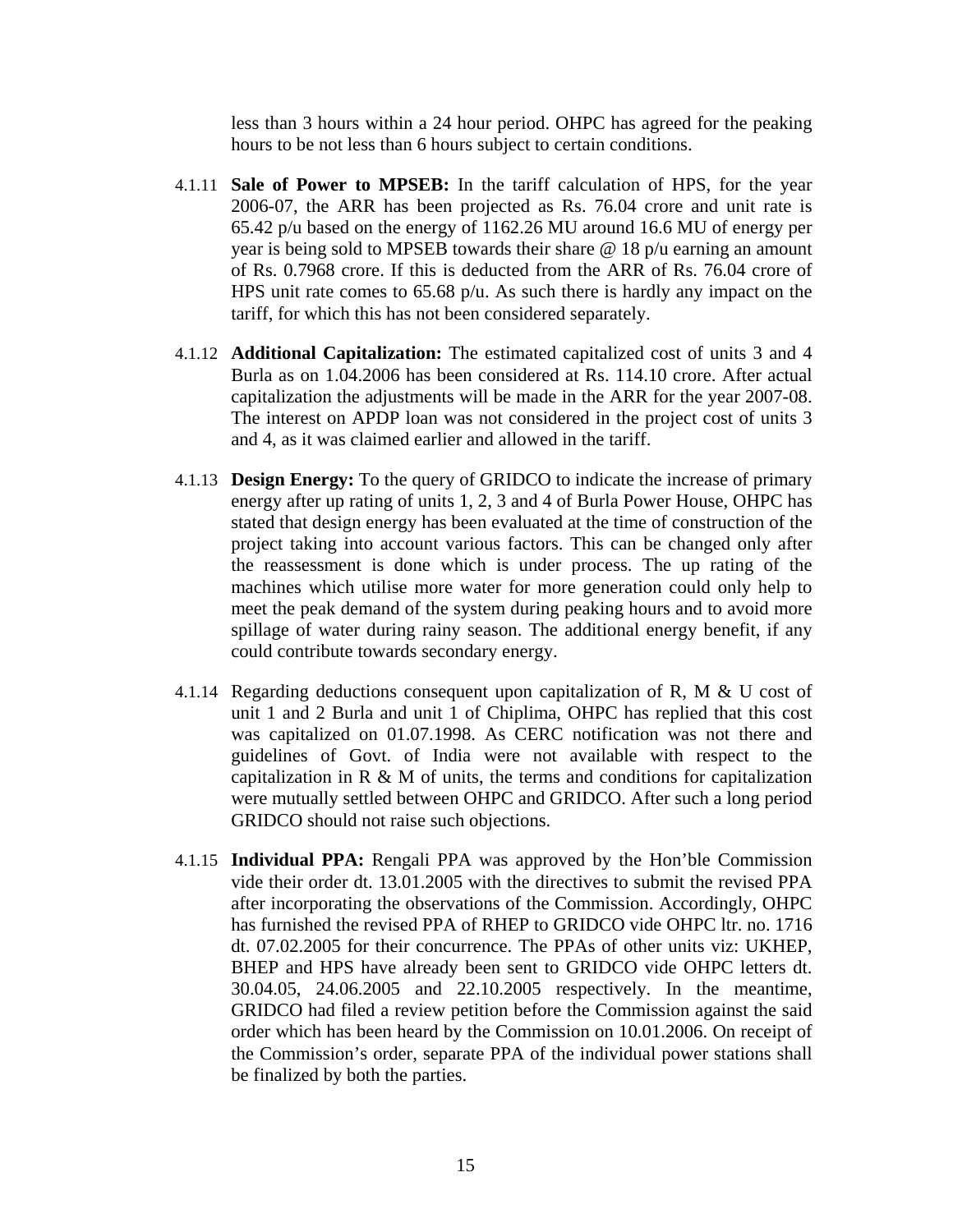less than 3 hours within a 24 hour period. OHPC has agreed for the peaking hours to be not less than 6 hours subject to certain conditions.

4.1.11 **Sale of Power to MPSEB:** In the tariff calculation of HPS, for the year 2006-07, the ARR has been projected as Rs. 76.04 crore and unit rate is 65.42 p/u based on the energy of 1162.26 MU around 16.6 MU of energy per year is being sold to MPSEB towards their share @ 18 p/u earning an amount of Rs. 0.7968 crore. If this is deducted from the ARR of Rs. 76.04 crore of HPS unit rate comes to 65.68 p/u. As such there is hardly any impact on the tariff, for which this has not been considered separately.

4.1.12 **Additional Capitalization:** The estimated capitalized cost of units 3 and 4 Burla as on 1.04.2006 has been considered at Rs. 114.10 crore. After actual capitalization the adjustments will be made in the ARR for the year 2007-08. The interest on APDP loan was not considered in the project cost of units 3 and 4, as it was claimed earlier and allowed in the tariff.

4.1.13 **Design Energy:** To the query of GRIDCO to indicate the increase of primary energy after up rating of units 1, 2, 3 and 4 of Burla Power House, OHPC has stated that design energy has been evaluated at the time of construction of the project taking into account various factors. This can be changed only after the reassessment is done which is under process. The up rating of the machines which utilise more water for more generation could only help to meet the peak demand of the system during peaking hours and to avoid more spillage of water during rainy season. The additional energy benefit, if any could contribute towards secondary energy.

4.1.14 Regarding deductions consequent upon capitalization of R, M & U cost of unit 1 and 2 Burla and unit 1 of Chiplima, OHPC has replied that this cost was capitalized on 01.07.1998. As CERC notification was not there and guidelines of Govt. of India were not available with respect to the capitalization in R & M of units, the terms and conditions for capitalization were mutually settled between OHPC and GRIDCO. After such a long period GRIDCO should not raise such objections.

4.1.15 **Individual PPA:** Rengali PPA was approved by the Hon'ble Commission vide their order dt. 13.01.2005 with the directives to submit the revised PPA after incorporating the observations of the Commission. Accordingly, OHPC has furnished the revised PPA of RHEP to GRIDCO vide OHPC ltr. no. 1716 dt. 07.02.2005 for their concurrence. The PPAs of other units viz: UKHEP, BHEP and HPS have already been sent to GRIDCO vide OHPC letters dt. 30.04.05, 24.06.2005 and 22.10.2005 respectively. In the meantime, GRIDCO had filed a review petition before the Commission against the said order which has been heard by the Commission on 10.01.2006. On receipt of the Commission's order, separate PPA of the individual power stations shall be finalized by both the parties.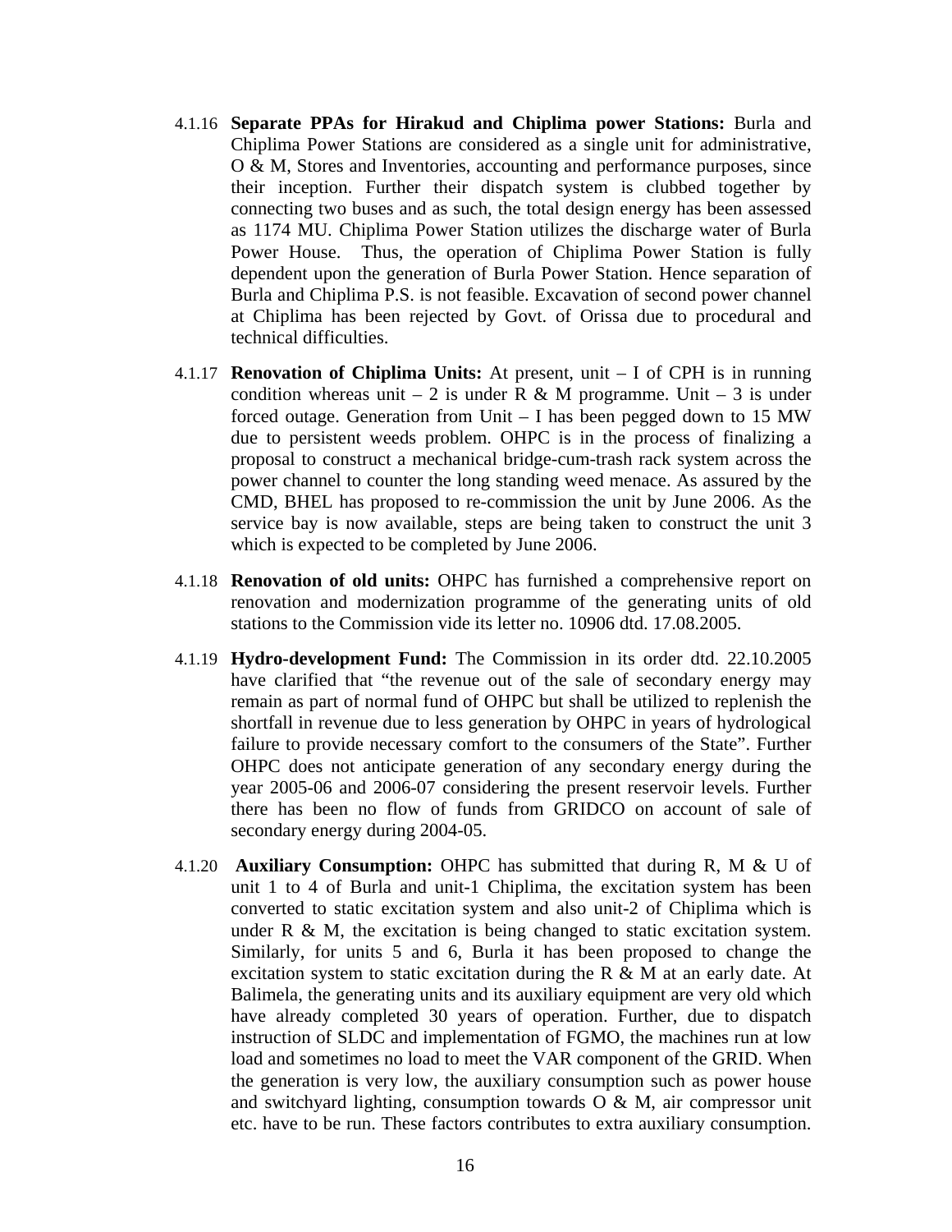4.1.16 **Separate PPAs for Hirakud and Chiplima power Stations:** Burla and Chiplima Power Stations are considered as a single unit for administrative, O & M, Stores and Inventories, accounting and performance purposes, since their inception. Further their dispatch system is clubbed together by connecting two buses and as such, the total design energy has been assessed as 1174 MU. Chiplima Power Station utilizes the discharge water of Burla Power House. Thus, the operation of Chiplima Power Station is fully dependent upon the generation of Burla Power Station. Hence separation of Burla and Chiplima P.S. is not feasible. Excavation of second power channel at Chiplima has been rejected by Govt. of Orissa due to procedural and technical difficulties.

4.1.17 **Renovation of Chiplima Units:** At present, unit – I of CPH is in running condition whereas unit – 2 is under R & M programme. Unit – 3 is under forced outage. Generation from Unit – I has been pegged down to 15 MW due to persistent weeds problem. OHPC is in the process of finalizing a proposal to construct a mechanical bridge-cum-trash rack system across the power channel to counter the long standing weed menace. As assured by the CMD, BHEL has proposed to re-commission the unit by June 2006. As the service bay is now available, steps are being taken to construct the unit 3 which is expected to be completed by June 2006.

4.1.18 **Renovation of old units:** OHPC has furnished a comprehensive report on renovation and modernization programme of the generating units of old stations to the Commission vide its letter no. 10906 dtd. 17.08.2005.

4.1.19 **Hydro-development Fund:** The Commission in its order dtd. 22.10.2005 have clarified that "the revenue out of the sale of secondary energy may remain as part of normal fund of OHPC but shall be utilized to replenish the shortfall in revenue due to less generation by OHPC in years of hydrological failure to provide necessary comfort to the consumers of the State". Further OHPC does not anticipate generation of any secondary energy during the year 2005-06 and 2006-07 considering the present reservoir levels. Further there has been no flow of funds from GRIDCO on account of sale of secondary energy during 2004-05.

4.1.20 **Auxiliary Consumption:** OHPC has submitted that during R, M & U of unit 1 to 4 of Burla and unit-1 Chiplima, the excitation system has been converted to static excitation system and also unit-2 of Chiplima which is under R & M, the excitation is being changed to static excitation system. Similarly, for units 5 and 6, Burla it has been proposed to change the excitation system to static excitation during the R & M at an early date. At Balimela, the generating units and its auxiliary equipment are very old which have already completed 30 years of operation. Further, due to dispatch instruction of SLDC and implementation of FGMO, the machines run at low load and sometimes no load to meet the VAR component of the GRID. When the generation is very low, the auxiliary consumption such as power house and switchyard lighting, consumption towards O & M, air compressor unit etc. have to be run. These factors contributes to extra auxiliary consumption.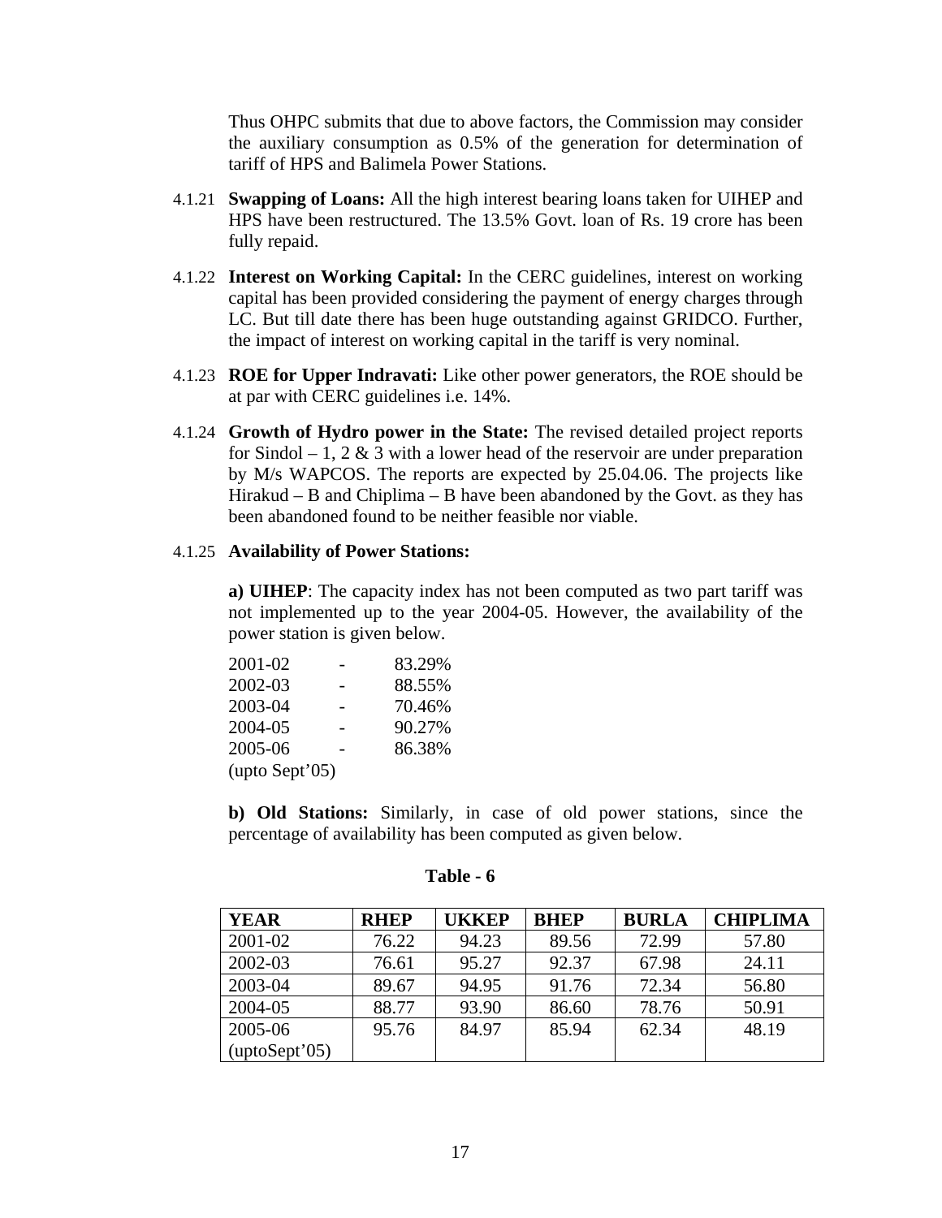Thus OHPC submits that due to above factors, the Commission may consider the auxiliary consumption as 0.5% of the generation for determination of tariff of HPS and Balimela Power Stations.

4.1.21 **Swapping of Loans:** All the high interest bearing loans taken for UIHEP and HPS have been restructured. The 13.5% Govt. loan of Rs. 19 crore has been fully repaid.

4.1.22 **Interest on Working Capital:** In the CERC guidelines, interest on working capital has been provided considering the payment of energy charges through LC. But till date there has been huge outstanding against GRIDCO. Further, the impact of interest on working capital in the tariff is very nominal.

4.1.23 **ROE for Upper Indravati:** Like other power generators, the ROE should be at par with CERC guidelines i.e. 14%.

4.1.24 **Growth of Hydro power in the State:** The revised detailed project reports for Sindol – 1, 2 & 3 with a lower head of the reservoir are under preparation by M/s WAPCOS. The reports are expected by 25.04.06. The projects like Hirakud – B and Chiplima – B have been abandoned by the Govt. as they has been abandoned found to be neither feasible nor viable.

4.1.25 **Availability of Power Stations:**

**a) UIHEP**: The capacity index has not been computed as two part tariff was not implemented up to the year 2004-05. However, the availability of the power station is given below.

2001-02 - 83.29%
2002-03 - 88.55%
2003-04 - 70.46%
2004-05 - 90.27%
2005-06 - 86.38%
(upto Sept'05)

**b) Old Stations:** Similarly, in case of old power stations, since the percentage of availability has been computed as given below.

**Table - 6**

| YEAR | RHEP | UKKEP | BHEP | BURLA | CHIPLIMA |
|---|---|---|---|---|---|
| 2001-02 | 76.22 | 94.23 | 89.56 | 72.99 | 57.80 |
| 2002-03 | 76.61 | 95.27 | 92.37 | 67.98 | 24.11 |
| 2003-04 | 89.67 | 94.95 | 91.76 | 72.34 | 56.80 |
| 2004-05 | 88.77 | 93.90 | 86.60 | 78.76 | 50.91 |
| 2005-06 (uptoSept'05) | 95.76 | 84.97 | 85.94 | 62.34 | 48.19 |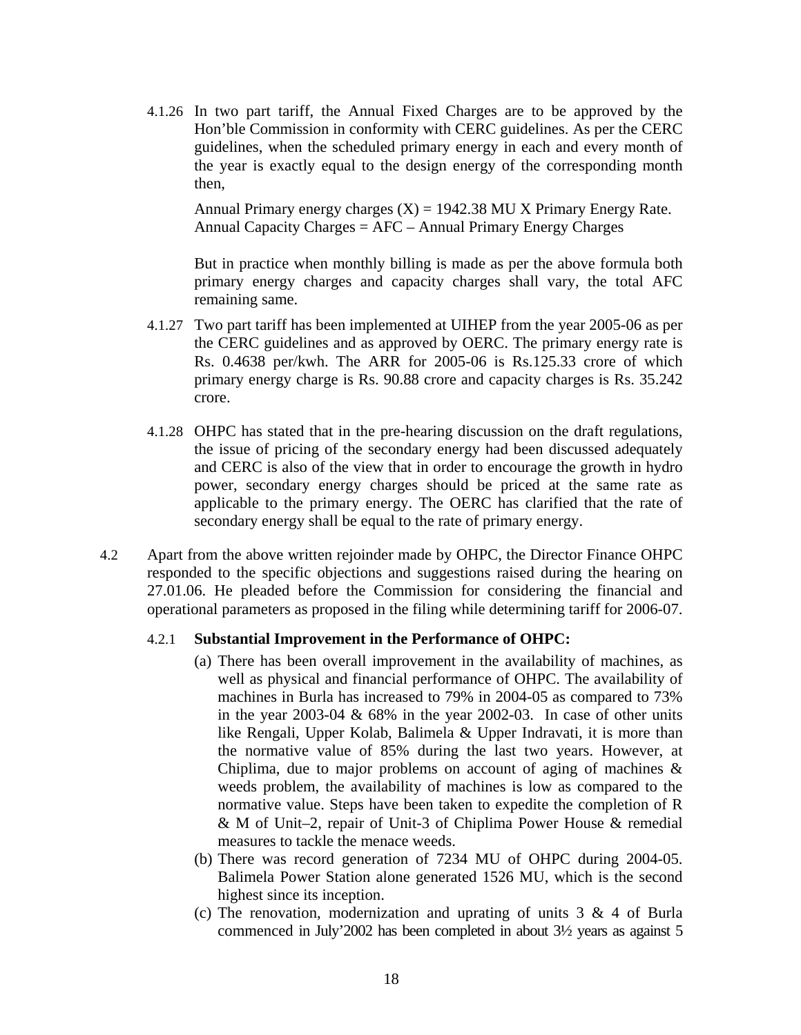4.1.26 In two part tariff, the Annual Fixed Charges are to be approved by the Hon'ble Commission in conformity with CERC guidelines. As per the CERC guidelines, when the scheduled primary energy in each and every month of the year is exactly equal to the design energy of the corresponding month then,

Annual Primary energy charges (X) = 1942.38 MU X Primary Energy Rate.
Annual Capacity Charges = AFC – Annual Primary Energy Charges

But in practice when monthly billing is made as per the above formula both primary energy charges and capacity charges shall vary, the total AFC remaining same.

4.1.27 Two part tariff has been implemented at UIHEP from the year 2005-06 as per the CERC guidelines and as approved by OERC. The primary energy rate is Rs. 0.4638 per/kwh. The ARR for 2005-06 is Rs.125.33 crore of which primary energy charge is Rs. 90.88 crore and capacity charges is Rs. 35.242 crore.

4.1.28 OHPC has stated that in the pre-hearing discussion on the draft regulations, the issue of pricing of the secondary energy had been discussed adequately and CERC is also of the view that in order to encourage the growth in hydro power, secondary energy charges should be priced at the same rate as applicable to the primary energy. The OERC has clarified that the rate of secondary energy shall be equal to the rate of primary energy.

4.2 Apart from the above written rejoinder made by OHPC, the Director Finance OHPC responded to the specific objections and suggestions raised during the hearing on 27.01.06. He pleaded before the Commission for considering the financial and operational parameters as proposed in the filing while determining tariff for 2006-07.

4.2.1 **Substantial Improvement in the Performance of OHPC:**

(a) There has been overall improvement in the availability of machines, as well as physical and financial performance of OHPC. The availability of machines in Burla has increased to 79% in 2004-05 as compared to 73% in the year 2003-04 & 68% in the year 2002-03. In case of other units like Rengali, Upper Kolab, Balimela & Upper Indravati, it is more than the normative value of 85% during the last two years. However, at Chiplima, due to major problems on account of aging of machines & weeds problem, the availability of machines is low as compared to the normative value. Steps have been taken to expedite the completion of R & M of Unit–2, repair of Unit-3 of Chiplima Power House & remedial measures to tackle the menace weeds.

(b) There was record generation of 7234 MU of OHPC during 2004-05. Balimela Power Station alone generated 1526 MU, which is the second highest since its inception.

(c) The renovation, modernization and uprating of units 3 & 4 of Burla commenced in July'2002 has been completed in about 3½ years as against 5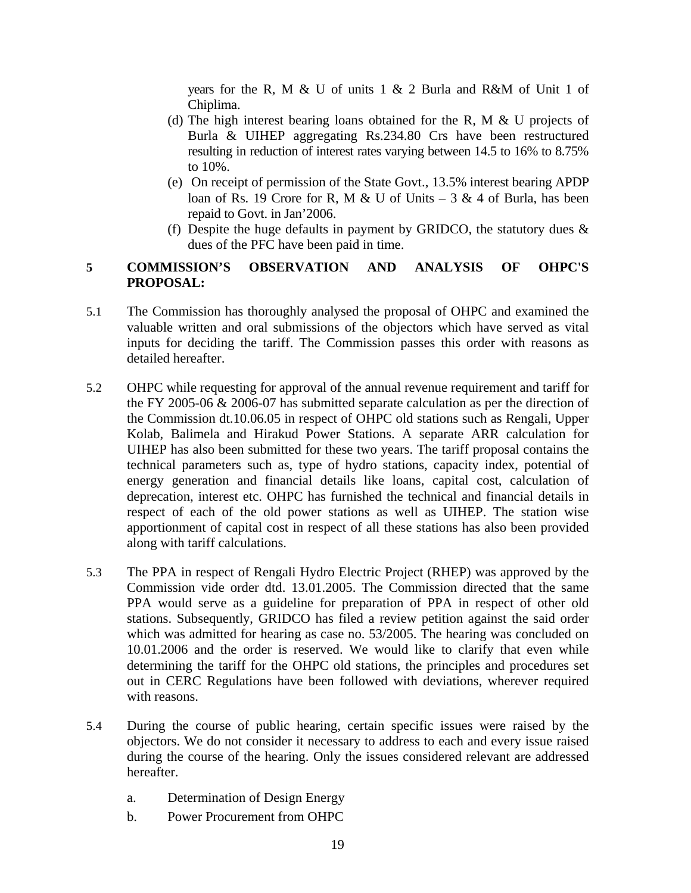years for the R, M & U of units 1 & 2 Burla and R&M of Unit 1 of Chiplima.

(d) The high interest bearing loans obtained for the R, M & U projects of Burla & UIHEP aggregating Rs.234.80 Crs have been restructured resulting in reduction of interest rates varying between 14.5 to 16% to 8.75% to 10%.

(e) On receipt of permission of the State Govt., 13.5% interest bearing APDP loan of Rs. 19 Crore for R, M & U of Units – 3 & 4 of Burla, has been repaid to Govt. in Jan'2006.

(f) Despite the huge defaults in payment by GRIDCO, the statutory dues & dues of the PFC have been paid in time.

## 5 COMMISSION'S OBSERVATION AND ANALYSIS OF OHPC'S PROPOSAL:

5.1 The Commission has thoroughly analysed the proposal of OHPC and examined the valuable written and oral submissions of the objectors which have served as vital inputs for deciding the tariff. The Commission passes this order with reasons as detailed hereafter.

5.2 OHPC while requesting for approval of the annual revenue requirement and tariff for the FY 2005-06 & 2006-07 has submitted separate calculation as per the direction of the Commission dt.10.06.05 in respect of OHPC old stations such as Rengali, Upper Kolab, Balimela and Hirakud Power Stations. A separate ARR calculation for UIHEP has also been submitted for these two years. The tariff proposal contains the technical parameters such as, type of hydro stations, capacity index, potential of energy generation and financial details like loans, capital cost, calculation of deprecation, interest etc. OHPC has furnished the technical and financial details in respect of each of the old power stations as well as UIHEP. The station wise apportionment of capital cost in respect of all these stations has also been provided along with tariff calculations.

5.3 The PPA in respect of Rengali Hydro Electric Project (RHEP) was approved by the Commission vide order dtd. 13.01.2005. The Commission directed that the same PPA would serve as a guideline for preparation of PPA in respect of other old stations. Subsequently, GRIDCO has filed a review petition against the said order which was admitted for hearing as case no. 53/2005. The hearing was concluded on 10.01.2006 and the order is reserved. We would like to clarify that even while determining the tariff for the OHPC old stations, the principles and procedures set out in CERC Regulations have been followed with deviations, wherever required with reasons.

5.4 During the course of public hearing, certain specific issues were raised by the objectors. We do not consider it necessary to address to each and every issue raised during the course of the hearing. Only the issues considered relevant are addressed hereafter.

a. Determination of Design Energy

b. Power Procurement from OHPC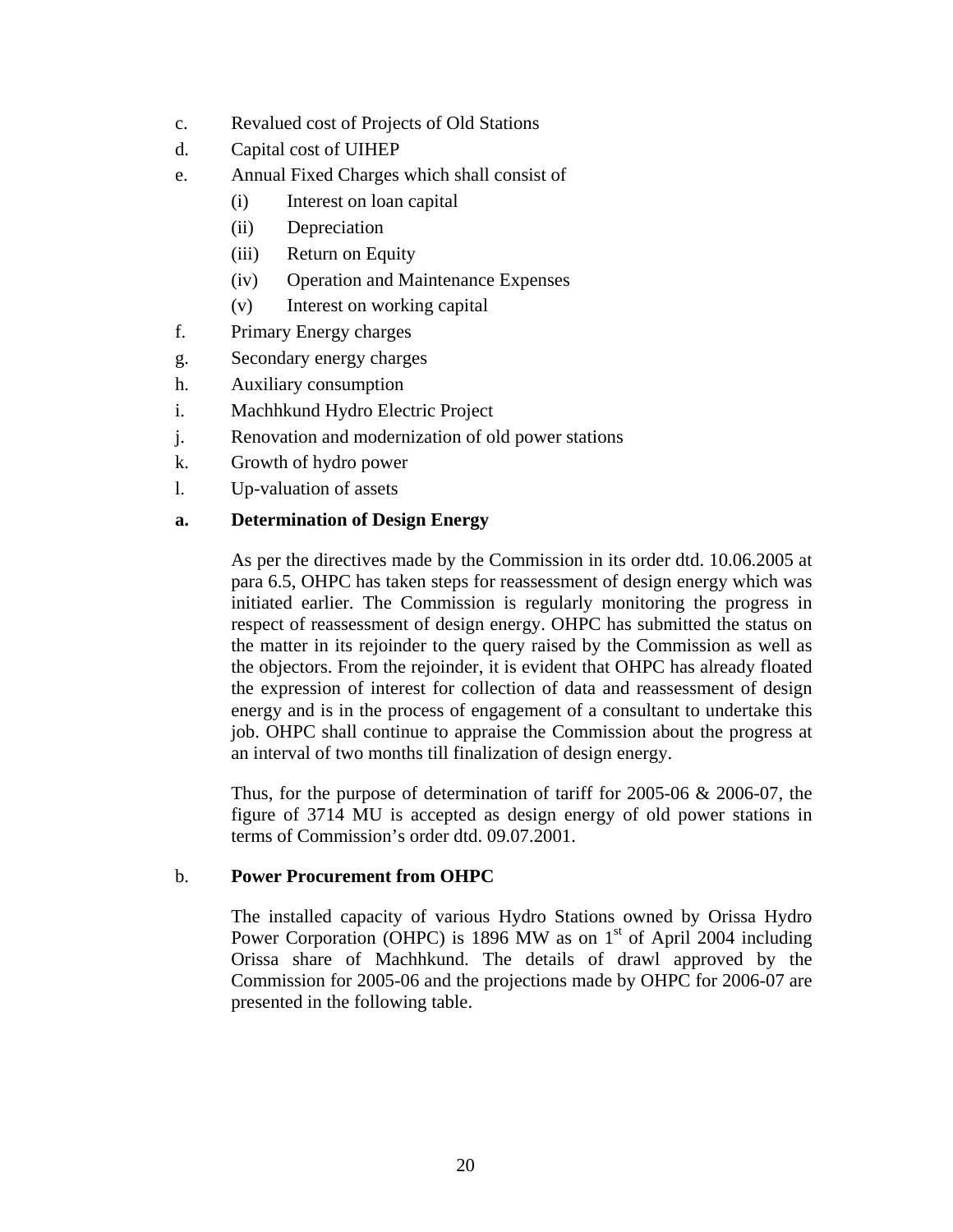c. Revalued cost of Projects of Old Stations

d. Capital cost of UIHEP

e. Annual Fixed Charges which shall consist of

    (i) Interest on loan capital

    (ii) Depreciation

    (iii) Return on Equity

    (iv) Operation and Maintenance Expenses

    (v) Interest on working capital

f. Primary Energy charges

g. Secondary energy charges

h. Auxiliary consumption

i. Machhkund Hydro Electric Project

j. Renovation and modernization of old power stations

k. Growth of hydro power

l. Up-valuation of assets

**a. Determination of Design Energy**

As per the directives made by the Commission in its order dtd. 10.06.2005 at para 6.5, OHPC has taken steps for reassessment of design energy which was initiated earlier. The Commission is regularly monitoring the progress in respect of reassessment of design energy. OHPC has submitted the status on the matter in its rejoinder to the query raised by the Commission as well as the objectors. From the rejoinder, it is evident that OHPC has already floated the expression of interest for collection of data and reassessment of design energy and is in the process of engagement of a consultant to undertake this job. OHPC shall continue to appraise the Commission about the progress at an interval of two months till finalization of design energy.

Thus, for the purpose of determination of tariff for 2005-06 & 2006-07, the figure of 3714 MU is accepted as design energy of old power stations in terms of Commission's order dtd. 09.07.2001.

b. **Power Procurement from OHPC**

The installed capacity of various Hydro Stations owned by Orissa Hydro Power Corporation (OHPC) is 1896 MW as on 1st of April 2004 including Orissa share of Machhkund. The details of drawl approved by the Commission for 2005-06 and the projections made by OHPC for 2006-07 are presented in the following table.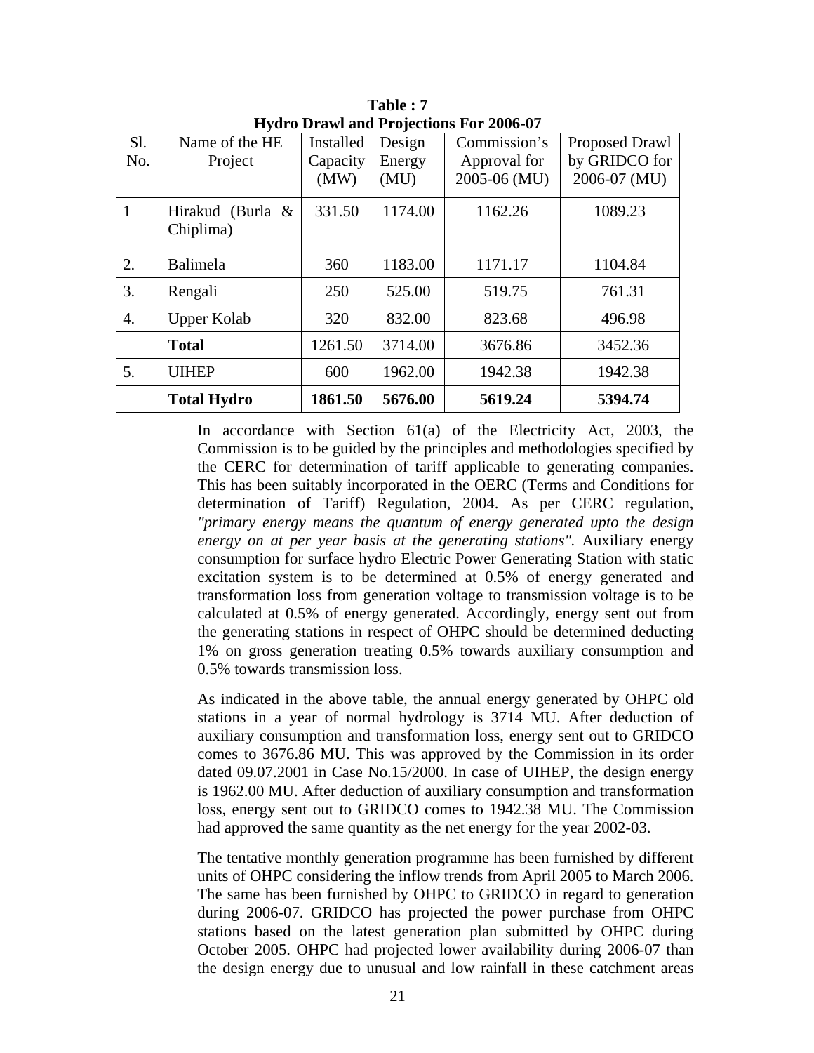**Table : 7**
**Hydro Drawl and Projections For 2006-07**

| Sl. No. | Name of the HE Project | Installed Capacity (MW) | Design Energy (MU) | Commission's Approval for 2005-06 (MU) | Proposed Drawl by GRIDCO for 2006-07 (MU) |
|---|---|---|---|---|---|
| 1 | Hirakud (Burla & Chiplima) | 331.50 | 1174.00 | 1162.26 | 1089.23 |
| 2. | Balimela | 360 | 1183.00 | 1171.17 | 1104.84 |
| 3. | Rengali | 250 | 525.00 | 519.75 | 761.31 |
| 4. | Upper Kolab | 320 | 832.00 | 823.68 | 496.98 |
| | **Total** | 1261.50 | 3714.00 | 3676.86 | 3452.36 |
| 5. | UIHEP | 600 | 1962.00 | 1942.38 | 1942.38 |
| | **Total Hydro** | **1861.50** | **5676.00** | **5619.24** | **5394.74** |

In accordance with Section 61(a) of the Electricity Act, 2003, the Commission is to be guided by the principles and methodologies specified by the CERC for determination of tariff applicable to generating companies. This has been suitably incorporated in the OERC (Terms and Conditions for determination of Tariff) Regulation, 2004. As per CERC regulation, *"primary energy means the quantum of energy generated upto the design energy on at per year basis at the generating stations".* Auxiliary energy consumption for surface hydro Electric Power Generating Station with static excitation system is to be determined at 0.5% of energy generated and transformation loss from generation voltage to transmission voltage is to be calculated at 0.5% of energy generated. Accordingly, energy sent out from the generating stations in respect of OHPC should be determined deducting 1% on gross generation treating 0.5% towards auxiliary consumption and 0.5% towards transmission loss.

As indicated in the above table, the annual energy generated by OHPC old stations in a year of normal hydrology is 3714 MU. After deduction of auxiliary consumption and transformation loss, energy sent out to GRIDCO comes to 3676.86 MU. This was approved by the Commission in its order dated 09.07.2001 in Case No.15/2000. In case of UIHEP, the design energy is 1962.00 MU. After deduction of auxiliary consumption and transformation loss, energy sent out to GRIDCO comes to 1942.38 MU. The Commission had approved the same quantity as the net energy for the year 2002-03.

The tentative monthly generation programme has been furnished by different units of OHPC considering the inflow trends from April 2005 to March 2006. The same has been furnished by OHPC to GRIDCO in regard to generation during 2006-07. GRIDCO has projected the power purchase from OHPC stations based on the latest generation plan submitted by OHPC during October 2005. OHPC had projected lower availability during 2006-07 than the design energy due to unusual and low rainfall in these catchment areas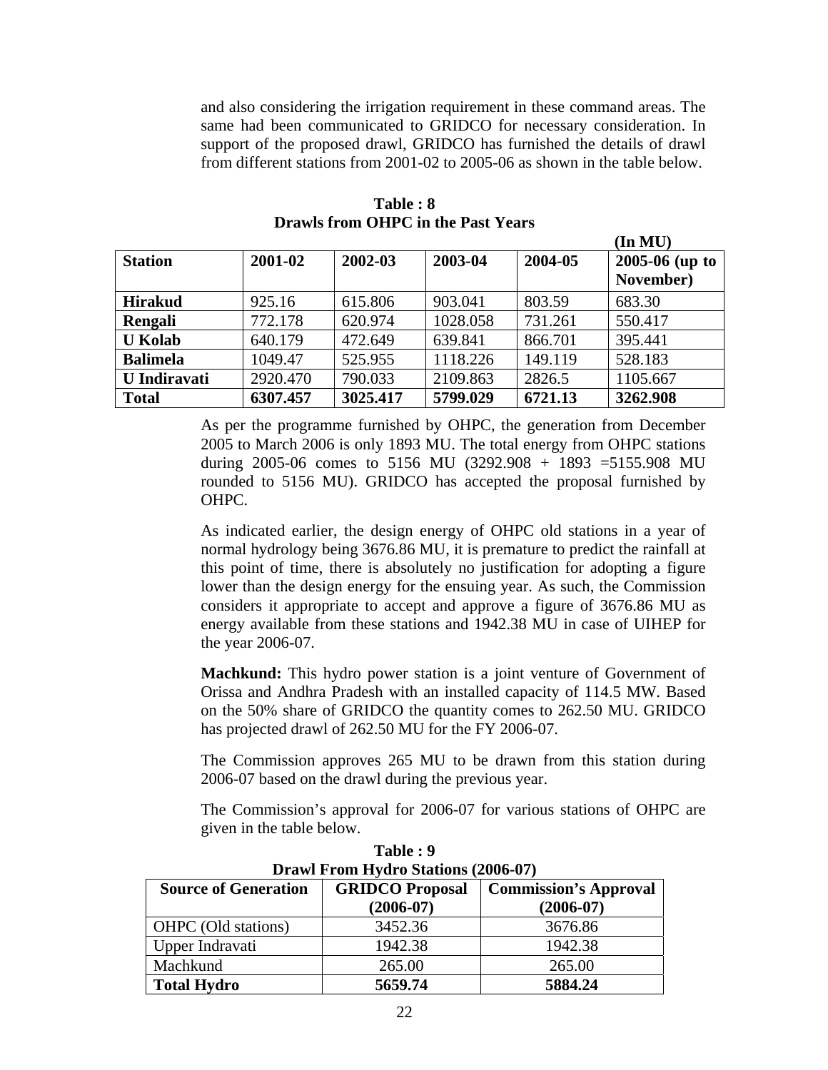and also considering the irrigation requirement in these command areas. The same had been communicated to GRIDCO for necessary consideration. In support of the proposed drawl, GRIDCO has furnished the details of drawl from different stations from 2001-02 to 2005-06 as shown in the table below.

**Table : 8**
**Drawls from OHPC in the Past Years**

**(In MU)**

| Station | 2001-02 | 2002-03 | 2003-04 | 2004-05 | 2005-06 (up to November) |
|---|---|---|---|---|---|
| **Hirakud** | 925.16 | 615.806 | 903.041 | 803.59 | 683.30 |
| **Rengali** | 772.178 | 620.974 | 1028.058 | 731.261 | 550.417 |
| **U Kolab** | 640.179 | 472.649 | 639.841 | 866.701 | 395.441 |
| **Balimela** | 1049.47 | 525.955 | 1118.226 | 149.119 | 528.183 |
| **U Indiravati** | 2920.470 | 790.033 | 2109.863 | 2826.5 | 1105.667 |
| **Total** | **6307.457** | **3025.417** | **5799.029** | **6721.13** | **3262.908** |

As per the programme furnished by OHPC, the generation from December 2005 to March 2006 is only 1893 MU. The total energy from OHPC stations during 2005-06 comes to 5156 MU (3292.908 + 1893 =5155.908 MU rounded to 5156 MU). GRIDCO has accepted the proposal furnished by OHPC.

As indicated earlier, the design energy of OHPC old stations in a year of normal hydrology being 3676.86 MU, it is premature to predict the rainfall at this point of time, there is absolutely no justification for adopting a figure lower than the design energy for the ensuing year. As such, the Commission considers it appropriate to accept and approve a figure of 3676.86 MU as energy available from these stations and 1942.38 MU in case of UIHEP for the year 2006-07.

**Machkund:** This hydro power station is a joint venture of Government of Orissa and Andhra Pradesh with an installed capacity of 114.5 MW. Based on the 50% share of GRIDCO the quantity comes to 262.50 MU. GRIDCO has projected drawl of 262.50 MU for the FY 2006-07.

The Commission approves 265 MU to be drawn from this station during 2006-07 based on the drawl during the previous year.

The Commission's approval for 2006-07 for various stations of OHPC are given in the table below.

**Table : 9**
**Drawl From Hydro Stations (2006-07)**

| Source of Generation | GRIDCO Proposal (2006-07) | Commission's Approval (2006-07) |
|---|---|---|
| OHPC (Old stations) | 3452.36 | 3676.86 |
| Upper Indravati | 1942.38 | 1942.38 |
| Machkund | 265.00 | 265.00 |
| **Total Hydro** | **5659.74** | **5884.24** |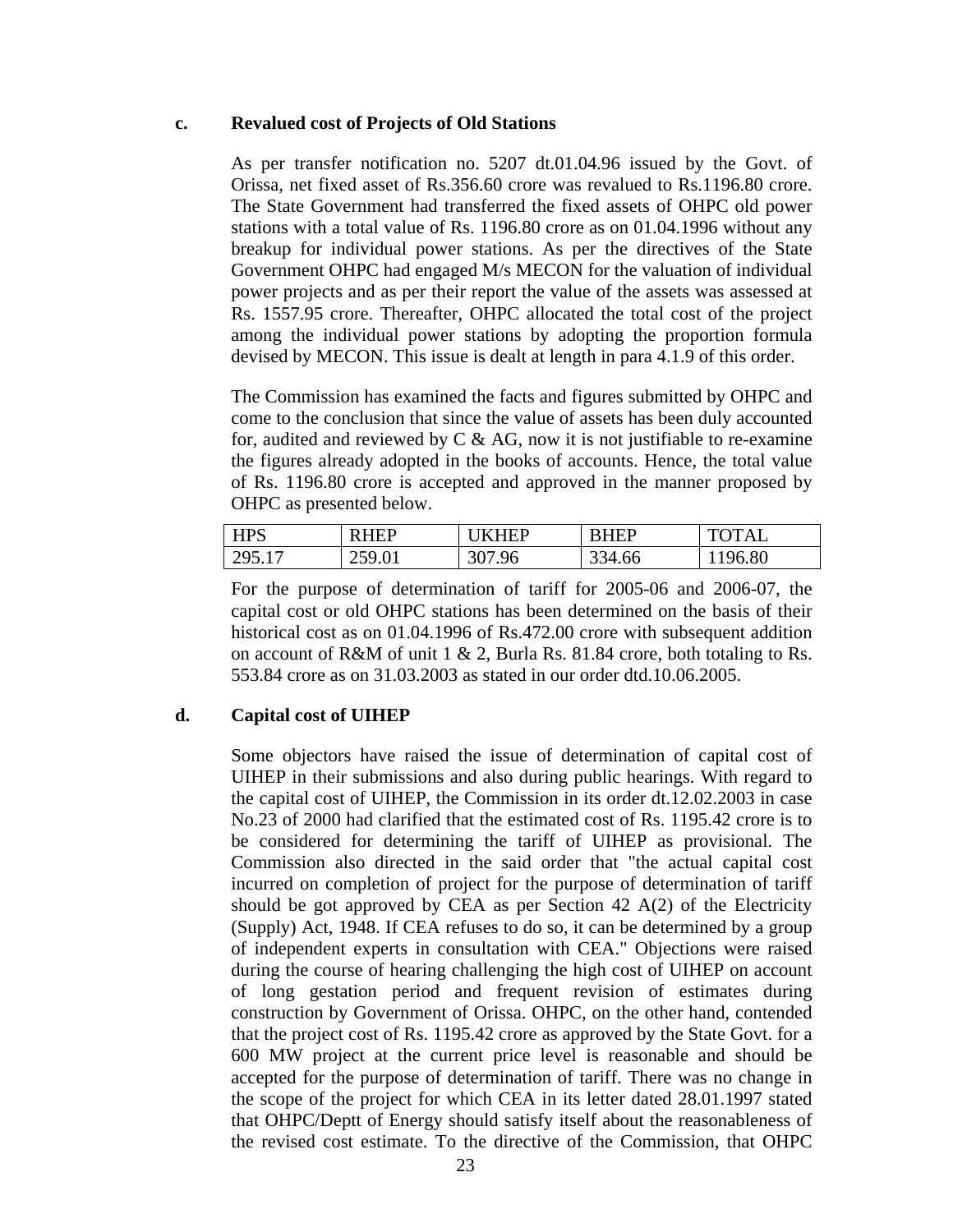**c. Revalued cost of Projects of Old Stations**

As per transfer notification no. 5207 dt.01.04.96 issued by the Govt. of Orissa, net fixed asset of Rs.356.60 crore was revalued to Rs.1196.80 crore. The State Government had transferred the fixed assets of OHPC old power stations with a total value of Rs. 1196.80 crore as on 01.04.1996 without any breakup for individual power stations. As per the directives of the State Government OHPC had engaged M/s MECON for the valuation of individual power projects and as per their report the value of the assets was assessed at Rs. 1557.95 crore. Thereafter, OHPC allocated the total cost of the project among the individual power stations by adopting the proportion formula devised by MECON. This issue is dealt at length in para 4.1.9 of this order.

The Commission has examined the facts and figures submitted by OHPC and come to the conclusion that since the value of assets has been duly accounted for, audited and reviewed by C & AG, now it is not justifiable to re-examine the figures already adopted in the books of accounts. Hence, the total value of Rs. 1196.80 crore is accepted and approved in the manner proposed by OHPC as presented below.

| HPS | RHEP | UKHEP | BHEP | TOTAL |
|---|---|---|---|---|
| 295.17 | 259.01 | 307.96 | 334.66 | 1196.80 |

For the purpose of determination of tariff for 2005-06 and 2006-07, the capital cost or old OHPC stations has been determined on the basis of their historical cost as on 01.04.1996 of Rs.472.00 crore with subsequent addition on account of R&M of unit 1 & 2, Burla Rs. 81.84 crore, both totaling to Rs. 553.84 crore as on 31.03.2003 as stated in our order dtd.10.06.2005.

**d. Capital cost of UIHEP**

Some objectors have raised the issue of determination of capital cost of UIHEP in their submissions and also during public hearings. With regard to the capital cost of UIHEP, the Commission in its order dt.12.02.2003 in case No.23 of 2000 had clarified that the estimated cost of Rs. 1195.42 crore is to be considered for determining the tariff of UIHEP as provisional. The Commission also directed in the said order that "the actual capital cost incurred on completion of project for the purpose of determination of tariff should be got approved by CEA as per Section 42 A(2) of the Electricity (Supply) Act, 1948. If CEA refuses to do so, it can be determined by a group of independent experts in consultation with CEA." Objections were raised during the course of hearing challenging the high cost of UIHEP on account of long gestation period and frequent revision of estimates during construction by Government of Orissa. OHPC, on the other hand, contended that the project cost of Rs. 1195.42 crore as approved by the State Govt. for a 600 MW project at the current price level is reasonable and should be accepted for the purpose of determination of tariff. There was no change in the scope of the project for which CEA in its letter dated 28.01.1997 stated that OHPC/Deptt of Energy should satisfy itself about the reasonableness of the revised cost estimate. To the directive of the Commission, that OHPC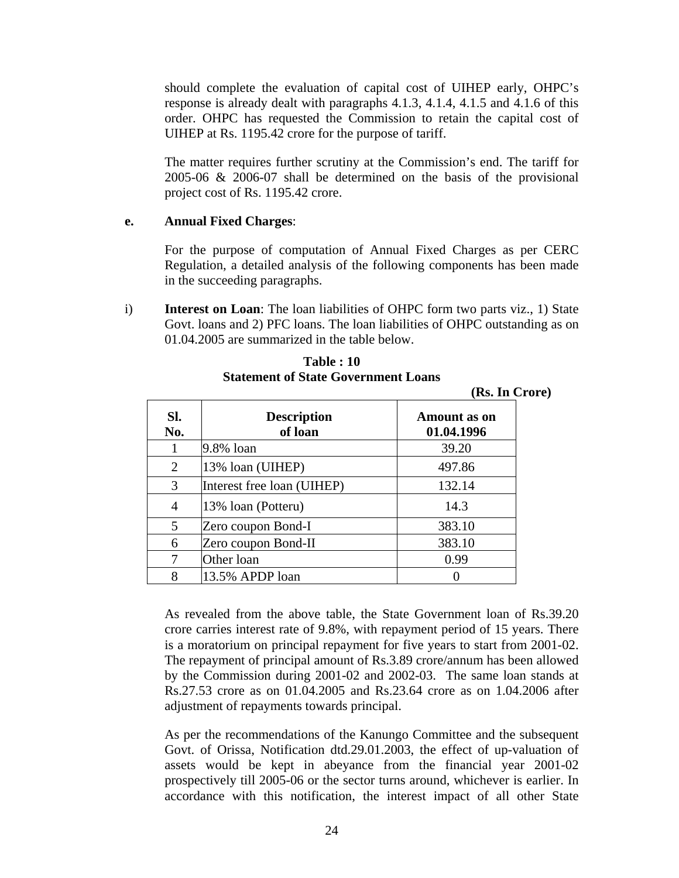should complete the evaluation of capital cost of UIHEP early, OHPC's response is already dealt with paragraphs 4.1.3, 4.1.4, 4.1.5 and 4.1.6 of this order. OHPC has requested the Commission to retain the capital cost of UIHEP at Rs. 1195.42 crore for the purpose of tariff.

The matter requires further scrutiny at the Commission's end. The tariff for 2005-06 & 2006-07 shall be determined on the basis of the provisional project cost of Rs. 1195.42 crore.

**e. Annual Fixed Charges**:

For the purpose of computation of Annual Fixed Charges as per CERC Regulation, a detailed analysis of the following components has been made in the succeeding paragraphs.

i) **Interest on Loan**: The loan liabilities of OHPC form two parts viz., 1) State Govt. loans and 2) PFC loans. The loan liabilities of OHPC outstanding as on 01.04.2005 are summarized in the table below.

**Table : 10**
**Statement of State Government Loans**

**(Rs. In Crore)**

| Sl. No. | Description of loan | Amount as on 01.04.1996 |
|---|---|---|
| 1 | 9.8% loan | 39.20 |
| 2 | 13% loan (UIHEP) | 497.86 |
| 3 | Interest free loan (UIHEP) | 132.14 |
| 4 | 13% loan (Potteru) | 14.3 |
| 5 | Zero coupon Bond-I | 383.10 |
| 6 | Zero coupon Bond-II | 383.10 |
| 7 | Other loan | 0.99 |
| 8 | 13.5% APDP loan | 0 |

As revealed from the above table, the State Government loan of Rs.39.20 crore carries interest rate of 9.8%, with repayment period of 15 years. There is a moratorium on principal repayment for five years to start from 2001-02. The repayment of principal amount of Rs.3.89 crore/annum has been allowed by the Commission during 2001-02 and 2002-03. The same loan stands at Rs.27.53 crore as on 01.04.2005 and Rs.23.64 crore as on 1.04.2006 after adjustment of repayments towards principal.

As per the recommendations of the Kanungo Committee and the subsequent Govt. of Orissa, Notification dtd.29.01.2003, the effect of up-valuation of assets would be kept in abeyance from the financial year 2001-02 prospectively till 2005-06 or the sector turns around, whichever is earlier. In accordance with this notification, the interest impact of all other State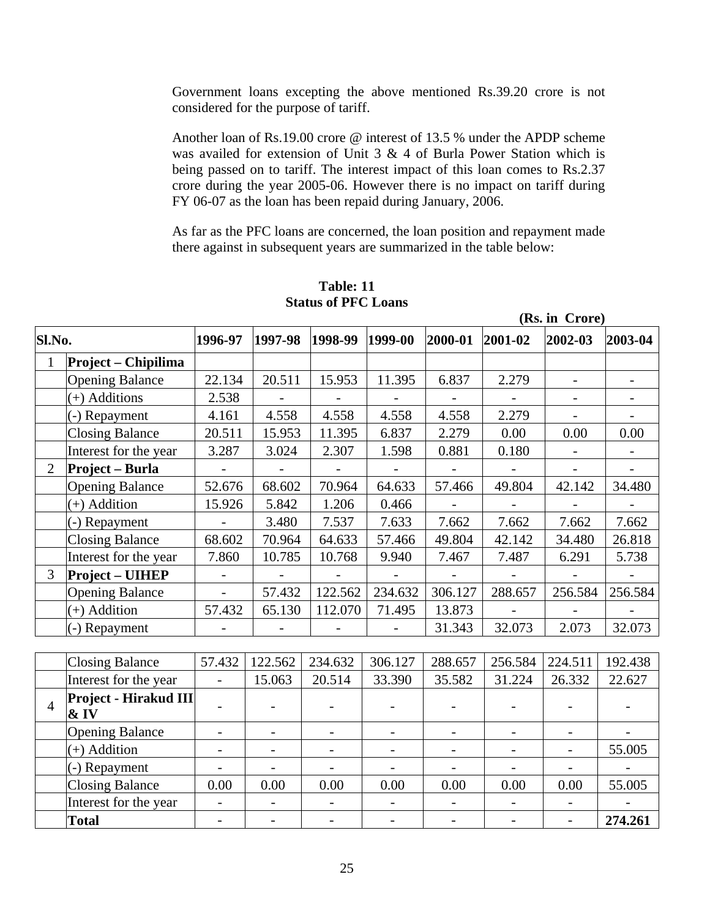Government loans excepting the above mentioned Rs.39.20 crore is not considered for the purpose of tariff.

Another loan of Rs.19.00 crore @ interest of 13.5 % under the APDP scheme was availed for extension of Unit 3 & 4 of Burla Power Station which is being passed on to tariff. The interest impact of this loan comes to Rs.2.37 crore during the year 2005-06. However there is no impact on tariff during FY 06-07 as the loan has been repaid during January, 2006.

As far as the PFC loans are concerned, the loan position and repayment made there against in subsequent years are summarized in the table below:

**Table: 11**
**Status of PFC Loans**

**(Rs. in Crore)**

| Sl.No. | | 1996-97 | 1997-98 | 1998-99 | 1999-00 | 2000-01 | 2001-02 | 2002-03 | 2003-04 |
|---|---|---|---|---|---|---|---|---|---|
| 1 | **Project – Chipilima** | | | | | | | | |
| | Opening Balance | 22.134 | 20.511 | 15.953 | 11.395 | 6.837 | 2.279 | - | - |
| | (+) Additions | 2.538 | - | - | - | - | - | - | - |
| | (-) Repayment | 4.161 | 4.558 | 4.558 | 4.558 | 4.558 | 2.279 | - | - |
| | Closing Balance | 20.511 | 15.953 | 11.395 | 6.837 | 2.279 | 0.00 | 0.00 | 0.00 |
| | Interest for the year | 3.287 | 3.024 | 2.307 | 1.598 | 0.881 | 0.180 | - | - |
| 2 | **Project – Burla** | - | - | - | - | - | - | - | - |
| | Opening Balance | 52.676 | 68.602 | 70.964 | 64.633 | 57.466 | 49.804 | 42.142 | 34.480 |
| | (+) Addition | 15.926 | 5.842 | 1.206 | 0.466 | - | - | - | - |
| | (-) Repayment | - | 3.480 | 7.537 | 7.633 | 7.662 | 7.662 | 7.662 | 7.662 |
| | Closing Balance | 68.602 | 70.964 | 64.633 | 57.466 | 49.804 | 42.142 | 34.480 | 26.818 |
| | Interest for the year | 7.860 | 10.785 | 10.768 | 9.940 | 7.467 | 7.487 | 6.291 | 5.738 |
| 3 | **Project – UIHEP** | - | - | - | - | - | - | - | - |
| | Opening Balance | - | 57.432 | 122.562 | 234.632 | 306.127 | 288.657 | 256.584 | 256.584 |
| | (+) Addition | 57.432 | 65.130 | 112.070 | 71.495 | 13.873 | - | - | - |
| | (-) Repayment | - | - | - | - | 31.343 | 32.073 | 2.073 | 32.073 |
| | Closing Balance | 57.432 | 122.562 | 234.632 | 306.127 | 288.657 | 256.584 | 224.511 | 192.438 |
| | Interest for the year | - | 15.063 | 20.514 | 33.390 | 35.582 | 31.224 | 26.332 | 22.627 |
| 4 | **Project - Hirakud III & IV** | - | - | - | - | - | - | - | - |
| | Opening Balance | - | - | - | - | - | - | - | - |
| | (+) Addition | - | - | - | - | - | - | - | 55.005 |
| | (-) Repayment | - | - | - | - | - | - | - | - |
| | Closing Balance | 0.00 | 0.00 | 0.00 | 0.00 | 0.00 | 0.00 | 0.00 | 55.005 |
| | Interest for the year | - | - | - | - | - | - | - | - |
| | **Total** | - | - | - | - | - | - | - | **274.261** |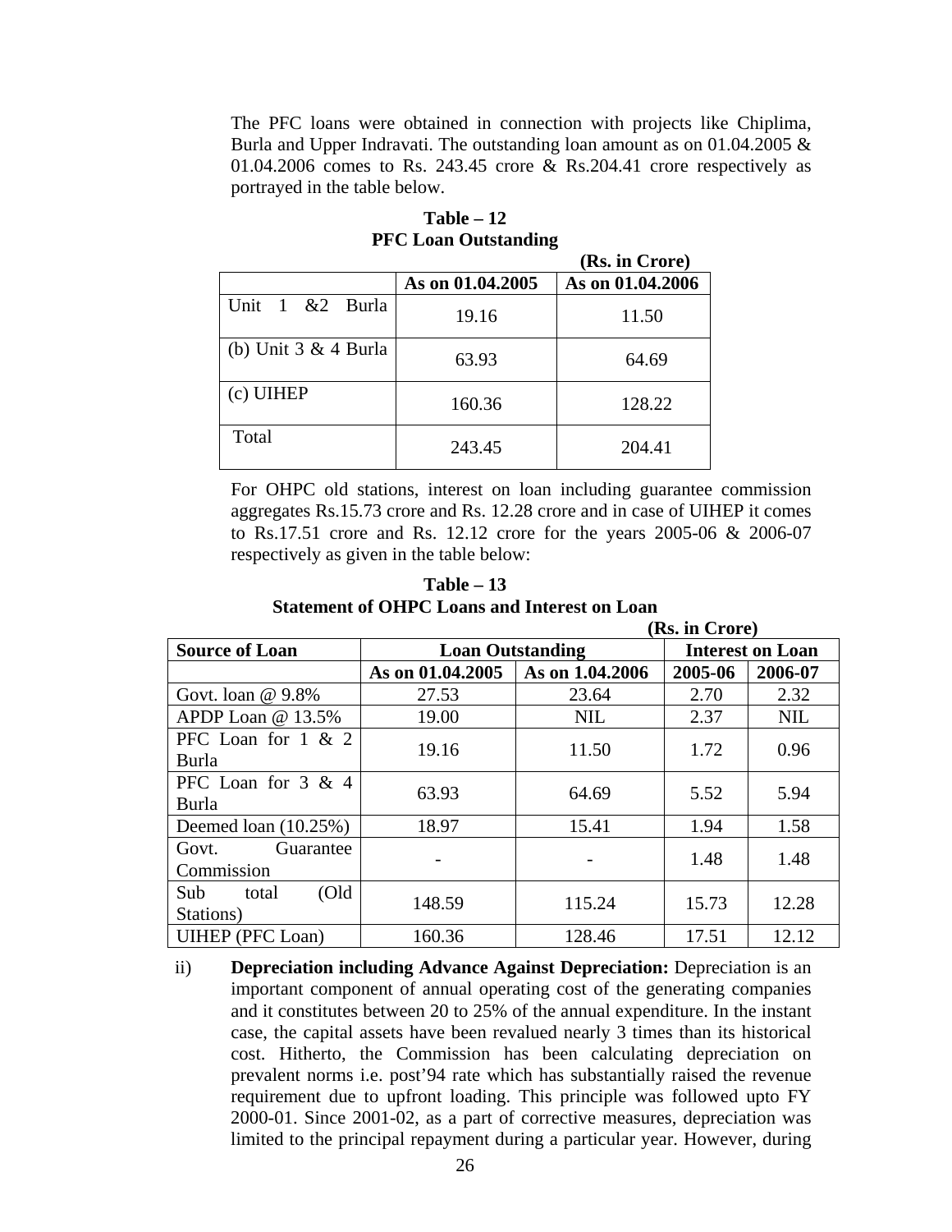The PFC loans were obtained in connection with projects like Chiplima, Burla and Upper Indravati. The outstanding loan amount as on 01.04.2005 & 01.04.2006 comes to Rs. 243.45 crore & Rs.204.41 crore respectively as portrayed in the table below.

**Table – 12**
**PFC Loan Outstanding**

**(Rs. in Crore)**

| | As on 01.04.2005 | As on 01.04.2006 |
|---|---|---|
| Unit 1 &2 Burla | 19.16 | 11.50 |
| (b) Unit 3 & 4 Burla | 63.93 | 64.69 |
| (c) UIHEP | 160.36 | 128.22 |
| Total | 243.45 | 204.41 |

For OHPC old stations, interest on loan including guarantee commission aggregates Rs.15.73 crore and Rs. 12.28 crore and in case of UIHEP it comes to Rs.17.51 crore and Rs. 12.12 crore for the years 2005-06 & 2006-07 respectively as given in the table below:

**Table – 13**
**Statement of OHPC Loans and Interest on Loan**

**(Rs. in Crore)**

| Source of Loan | Loan Outstanding | | Interest on Loan | |
|---|---|---|---|---|
| | As on 01.04.2005 | As on 1.04.2006 | 2005-06 | 2006-07 |
| Govt. loan @ 9.8% | 27.53 | 23.64 | 2.70 | 2.32 |
| APDP Loan @ 13.5% | 19.00 | NIL | 2.37 | NIL |
| PFC Loan for 1 & 2 Burla | 19.16 | 11.50 | 1.72 | 0.96 |
| PFC Loan for 3 & 4 Burla | 63.93 | 64.69 | 5.52 | 5.94 |
| Deemed loan (10.25%) | 18.97 | 15.41 | 1.94 | 1.58 |
| Govt. Guarantee Commission | - | - | 1.48 | 1.48 |
| Sub total (Old Stations) | 148.59 | 115.24 | 15.73 | 12.28 |
| UIHEP (PFC Loan) | 160.36 | 128.46 | 17.51 | 12.12 |

ii) **Depreciation including Advance Against Depreciation:** Depreciation is an important component of annual operating cost of the generating companies and it constitutes between 20 to 25% of the annual expenditure. In the instant case, the capital assets have been revalued nearly 3 times than its historical cost. Hitherto, the Commission has been calculating depreciation on prevalent norms i.e. post'94 rate which has substantially raised the revenue requirement due to upfront loading. This principle was followed upto FY 2000-01. Since 2001-02, as a part of corrective measures, depreciation was limited to the principal repayment during a particular year. However, during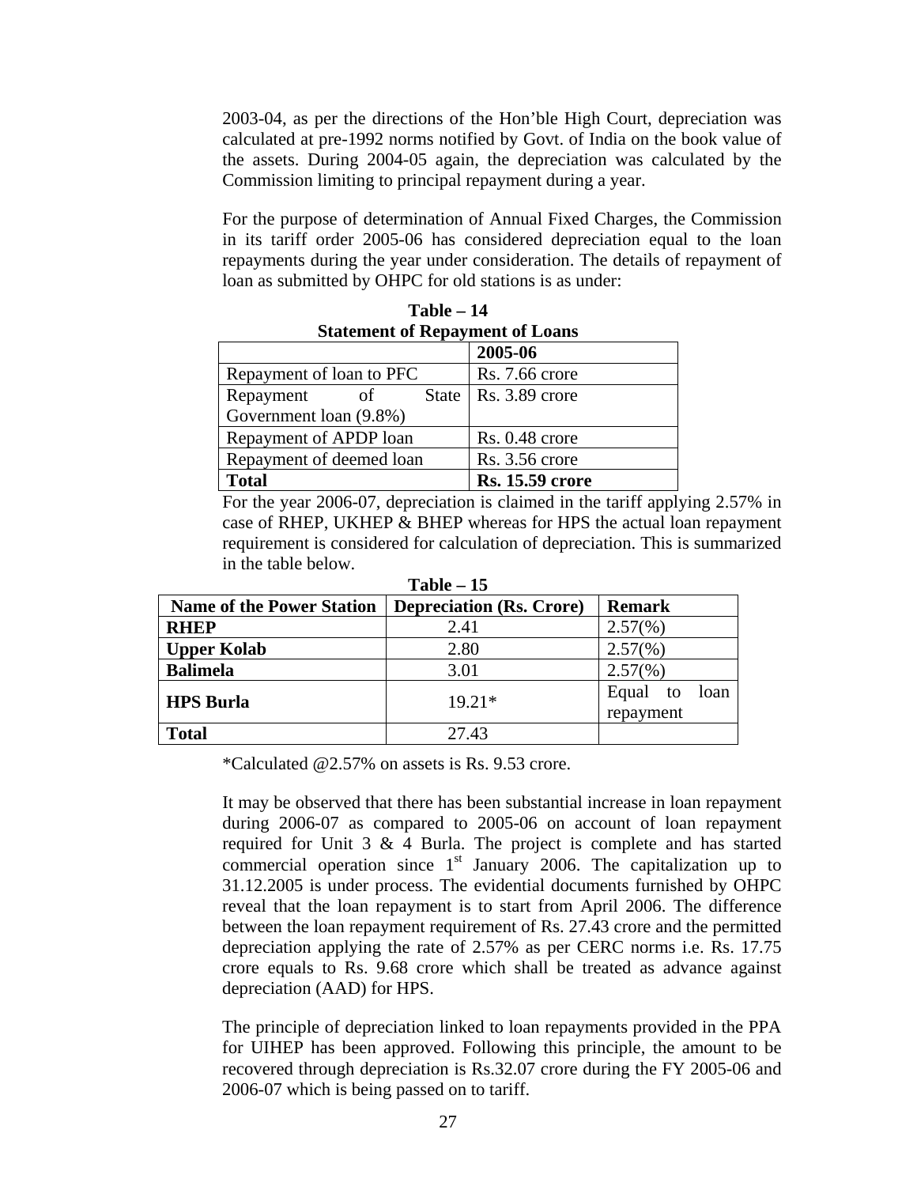2003-04, as per the directions of the Hon'ble High Court, depreciation was calculated at pre-1992 norms notified by Govt. of India on the book value of the assets. During 2004-05 again, the depreciation was calculated by the Commission limiting to principal repayment during a year.

For the purpose of determination of Annual Fixed Charges, the Commission in its tariff order 2005-06 has considered depreciation equal to the loan repayments during the year under consideration. The details of repayment of loan as submitted by OHPC for old stations is as under:

**Table – 14**
**Statement of Repayment of Loans**

| | **2005-06** |
|---|---|
| Repayment of loan to PFC | Rs. 7.66 crore |
| Repayment of State Government loan (9.8%) | Rs. 3.89 crore |
| Repayment of APDP loan | Rs. 0.48 crore |
| Repayment of deemed loan | Rs. 3.56 crore |
| **Total** | **Rs. 15.59 crore** |

For the year 2006-07, depreciation is claimed in the tariff applying 2.57% in case of RHEP, UKHEP & BHEP whereas for HPS the actual loan repayment requirement is considered for calculation of depreciation. This is summarized in the table below.

**Table – 15**

| **Name of the Power Station** | **Depreciation (Rs. Crore)** | **Remark** |
|---|---|---|
| **RHEP** | 2.41 | 2.57(%) |
| **Upper Kolab** | 2.80 | 2.57(%) |
| **Balimela** | 3.01 | 2.57(%) |
| **HPS Burla** | 19.21* | Equal to loan repayment |
| **Total** | 27.43 | |

*Calculated @2.57% on assets is Rs. 9.53 crore.

It may be observed that there has been substantial increase in loan repayment during 2006-07 as compared to 2005-06 on account of loan repayment required for Unit 3 & 4 Burla. The project is complete and has started commercial operation since 1st January 2006. The capitalization up to 31.12.2005 is under process. The evidential documents furnished by OHPC reveal that the loan repayment is to start from April 2006. The difference between the loan repayment requirement of Rs. 27.43 crore and the permitted depreciation applying the rate of 2.57% as per CERC norms i.e. Rs. 17.75 crore equals to Rs. 9.68 crore which shall be treated as advance against depreciation (AAD) for HPS.

The principle of depreciation linked to loan repayments provided in the PPA for UIHEP has been approved. Following this principle, the amount to be recovered through depreciation is Rs.32.07 crore during the FY 2005-06 and 2006-07 which is being passed on to tariff.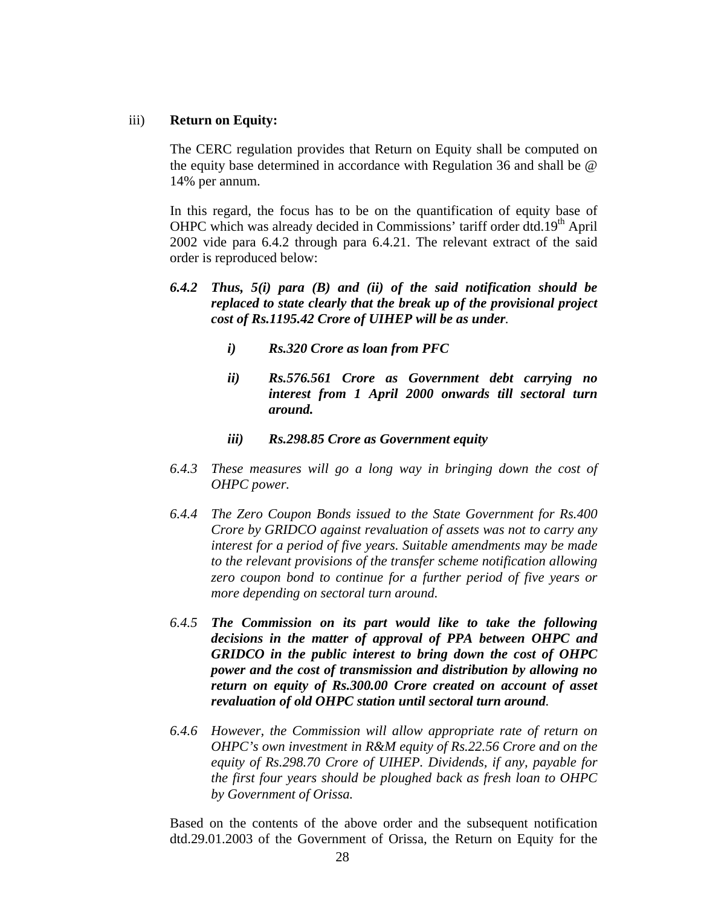iii) **Return on Equity:**

The CERC regulation provides that Return on Equity shall be computed on the equity base determined in accordance with Regulation 36 and shall be @ 14% per annum.

In this regard, the focus has to be on the quantification of equity base of OHPC which was already decided in Commissions' tariff order dtd.19th April 2002 vide para 6.4.2 through para 6.4.21. The relevant extract of the said order is reproduced below:

*6.4.2* ***Thus, 5(i) para (B) and (ii) of the said notification should be replaced to state clearly that the break up of the provisional project cost of Rs.1195.42 Crore of UIHEP will be as under****.*

- ***i) Rs.320 Crore as loan from PFC***
- ***ii) Rs.576.561 Crore as Government debt carrying no interest from 1 April 2000 onwards till sectoral turn around.***
- ***iii) Rs.298.85 Crore as Government equity***

*6.4.3 These measures will go a long way in bringing down the cost of OHPC power.*

*6.4.4 The Zero Coupon Bonds issued to the State Government for Rs.400 Crore by GRIDCO against revaluation of assets was not to carry any interest for a period of five years. Suitable amendments may be made to the relevant provisions of the transfer scheme notification allowing zero coupon bond to continue for a further period of five years or more depending on sectoral turn around.*

*6.4.5* ***The Commission on its part would like to take the following decisions in the matter of approval of PPA between OHPC and GRIDCO in the public interest to bring down the cost of OHPC power and the cost of transmission and distribution by allowing no return on equity of Rs.300.00 Crore created on account of asset revaluation of old OHPC station until sectoral turn around****.*

*6.4.6 However, the Commission will allow appropriate rate of return on OHPC's own investment in R&M equity of Rs.22.56 Crore and on the equity of Rs.298.70 Crore of UIHEP. Dividends, if any, payable for the first four years should be ploughed back as fresh loan to OHPC by Government of Orissa.*

Based on the contents of the above order and the subsequent notification dtd.29.01.2003 of the Government of Orissa, the Return on Equity for the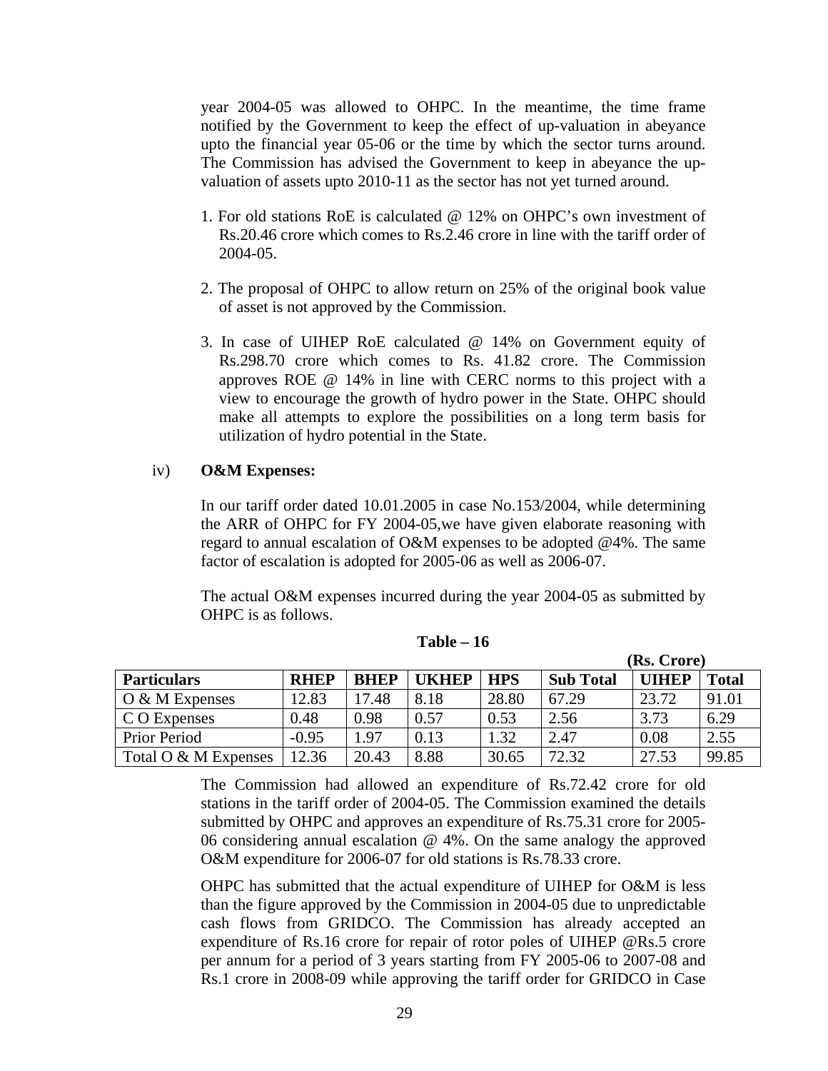year 2004-05 was allowed to OHPC. In the meantime, the time frame notified by the Government to keep the effect of up-valuation in abeyance upto the financial year 05-06 or the time by which the sector turns around. The Commission has advised the Government to keep in abeyance the up-valuation of assets upto 2010-11 as the sector has not yet turned around.

1. For old stations RoE is calculated @ 12% on OHPC's own investment of Rs.20.46 crore which comes to Rs.2.46 crore in line with the tariff order of 2004-05.

2. The proposal of OHPC to allow return on 25% of the original book value of asset is not approved by the Commission.

3. In case of UIHEP RoE calculated @ 14% on Government equity of Rs.298.70 crore which comes to Rs. 41.82 crore. The Commission approves ROE @ 14% in line with CERC norms to this project with a view to encourage the growth of hydro power in the State. OHPC should make all attempts to explore the possibilities on a long term basis for utilization of hydro potential in the State.

iv) **O&M Expenses:**

In our tariff order dated 10.01.2005 in case No.153/2004, while determining the ARR of OHPC for FY 2004-05,we have given elaborate reasoning with regard to annual escalation of O&M expenses to be adopted @4%. The same factor of escalation is adopted for 2005-06 as well as 2006-07.

The actual O&M expenses incurred during the year 2004-05 as submitted by OHPC is as follows.

**Table – 16**

**(Rs. Crore)**

| Particulars | RHEP | BHEP | UKHEP | HPS | Sub Total | UIHEP | Total |
|---|---|---|---|---|---|---|---|
| O & M Expenses | 12.83 | 17.48 | 8.18 | 28.80 | 67.29 | 23.72 | 91.01 |
| C O Expenses | 0.48 | 0.98 | 0.57 | 0.53 | 2.56 | 3.73 | 6.29 |
| Prior Period | -0.95 | 1.97 | 0.13 | 1.32 | 2.47 | 0.08 | 2.55 |
| Total O & M Expenses | 12.36 | 20.43 | 8.88 | 30.65 | 72.32 | 27.53 | 99.85 |

The Commission had allowed an expenditure of Rs.72.42 crore for old stations in the tariff order of 2004-05. The Commission examined the details submitted by OHPC and approves an expenditure of Rs.75.31 crore for 2005-06 considering annual escalation @ 4%. On the same analogy the approved O&M expenditure for 2006-07 for old stations is Rs.78.33 crore.

OHPC has submitted that the actual expenditure of UIHEP for O&M is less than the figure approved by the Commission in 2004-05 due to unpredictable cash flows from GRIDCO. The Commission has already accepted an expenditure of Rs.16 crore for repair of rotor poles of UIHEP @Rs.5 crore per annum for a period of 3 years starting from FY 2005-06 to 2007-08 and Rs.1 crore in 2008-09 while approving the tariff order for GRIDCO in Case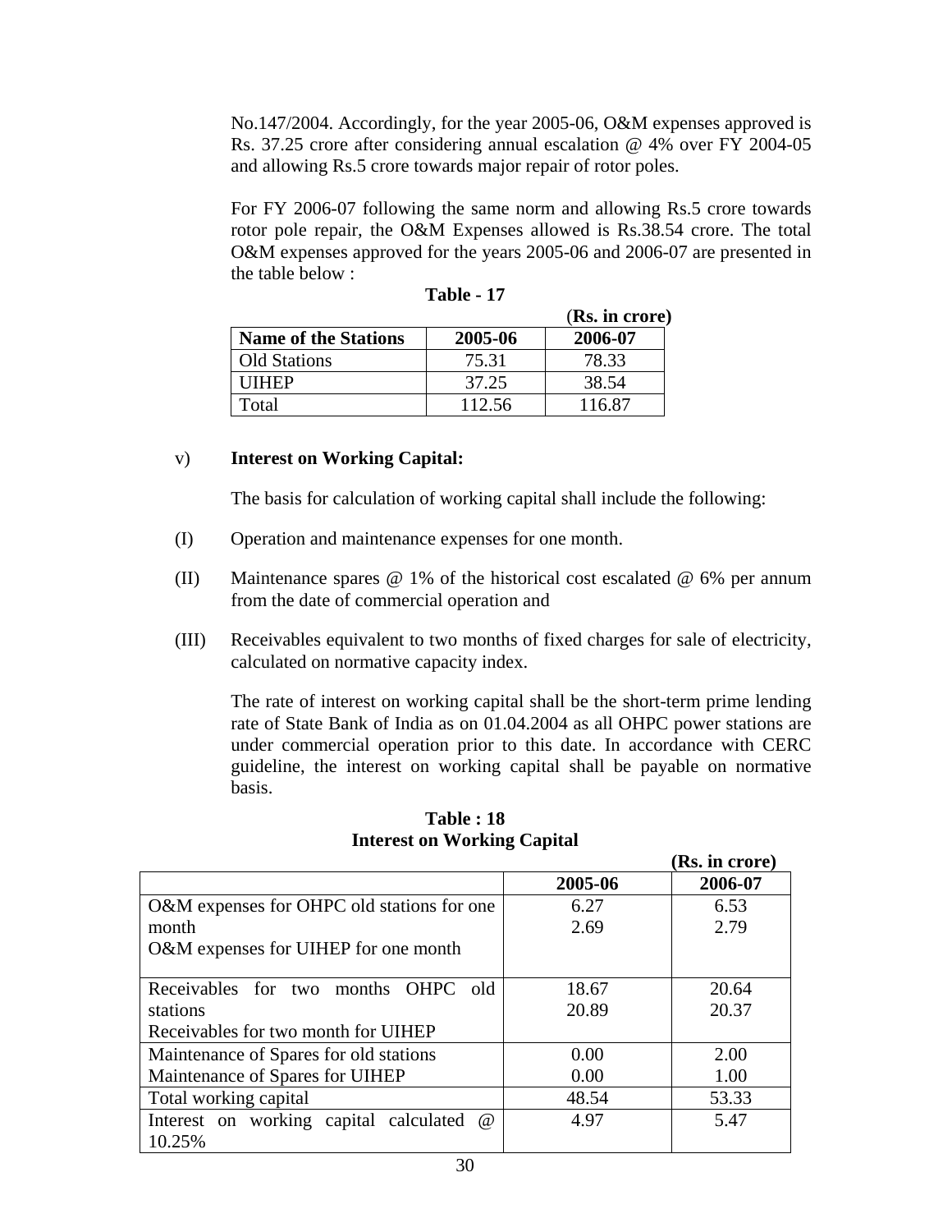No.147/2004. Accordingly, for the year 2005-06, O&M expenses approved is Rs. 37.25 crore after considering annual escalation @ 4% over FY 2004-05 and allowing Rs.5 crore towards major repair of rotor poles.

For FY 2006-07 following the same norm and allowing Rs.5 crore towards rotor pole repair, the O&M Expenses allowed is Rs.38.54 crore. The total O&M expenses approved for the years 2005-06 and 2006-07 are presented in the table below :

**Table - 17**

(**Rs. in crore**)

| Name of the Stations | 2005-06 | 2006-07 |
|---|---|---|
| Old Stations | 75.31 | 78.33 |
| UIHEP | 37.25 | 38.54 |
| Total | 112.56 | 116.87 |

v) **Interest on Working Capital:**

The basis for calculation of working capital shall include the following:

(I) Operation and maintenance expenses for one month.

(II) Maintenance spares @ 1% of the historical cost escalated @ 6% per annum from the date of commercial operation and

(III) Receivables equivalent to two months of fixed charges for sale of electricity, calculated on normative capacity index.

The rate of interest on working capital shall be the short-term prime lending rate of State Bank of India as on 01.04.2004 as all OHPC power stations are under commercial operation prior to this date. In accordance with CERC guideline, the interest on working capital shall be payable on normative basis.

**Table : 18**
**Interest on Working Capital**

**(Rs. in crore)**

| | 2005-06 | 2006-07 |
|---|---|---|
| O&M expenses for OHPC old stations for one month | 6.27 | 6.53 |
| O&M expenses for UIHEP for one month | 2.69 | 2.79 |
| Receivables for two months OHPC old stations | 18.67 | 20.64 |
| Receivables for two month for UIHEP | 20.89 | 20.37 |
| Maintenance of Spares for old stations | 0.00 | 2.00 |
| Maintenance of Spares for UIHEP | 0.00 | 1.00 |
| Total working capital | 48.54 | 53.33 |
| Interest on working capital calculated @ 10.25% | 4.97 | 5.47 |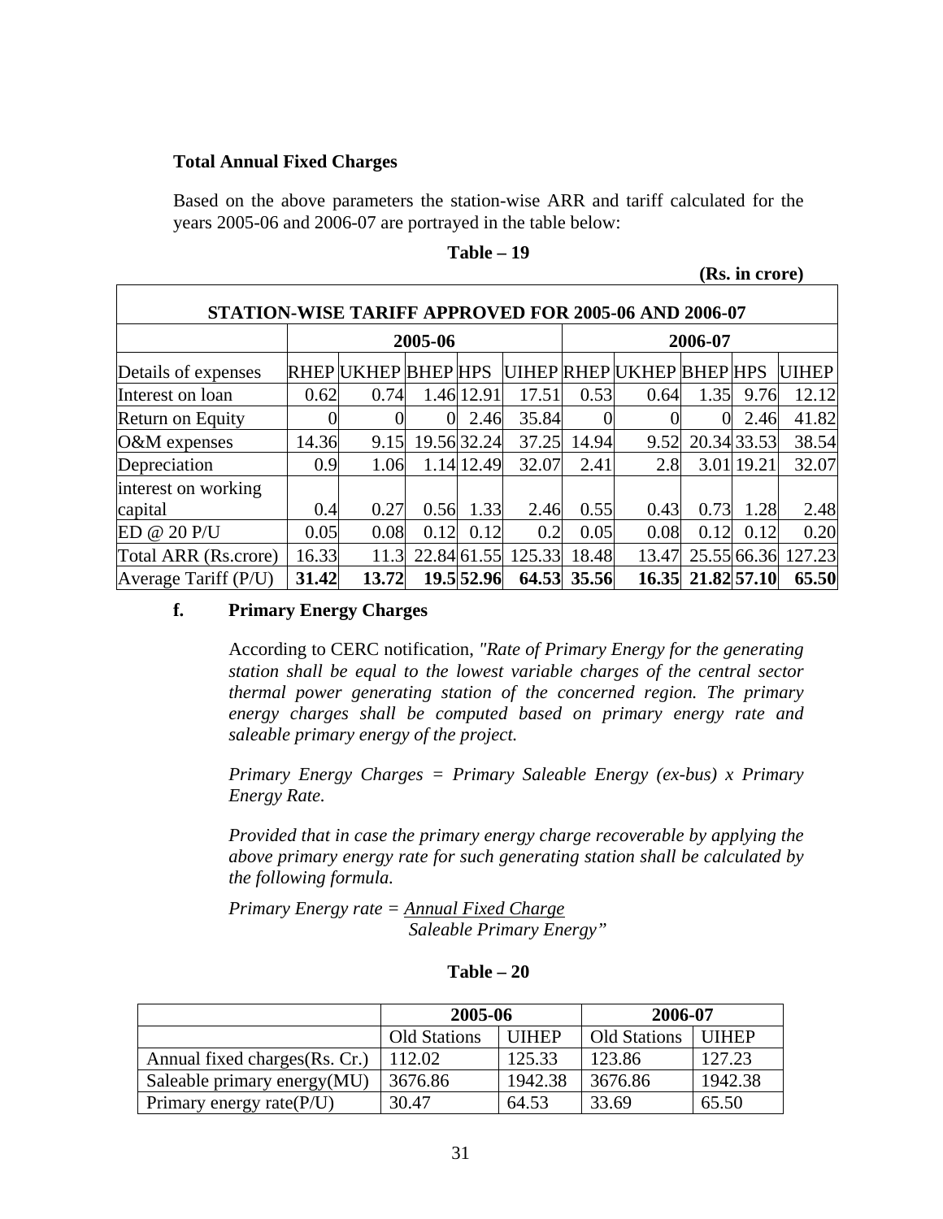**Total Annual Fixed Charges**

Based on the above parameters the station-wise ARR and tariff calculated for the years 2005-06 and 2006-07 are portrayed in the table below:

**Table – 19**

**(Rs. in crore)**

| STATION-WISE TARIFF APPROVED FOR 2005-06 AND 2006-07 | | | | | | | | | | |
|---|---|---|---|---|---|---|---|---|---|---|
| | 2005-06 | | | | | 2006-07 | | | | |
| Details of expenses | RHEP | UKHEP | BHEP | HPS | UIHEP | RHEP | UKHEP | BHEP | HPS | UIHEP |
| Interest on loan | 0.62 | 0.74 | 1.46 | 12.91 | 17.51 | 0.53 | 0.64 | 1.35 | 9.76 | 12.12 |
| Return on Equity | 0 | 0 | 0 | 2.46 | 35.84 | 0 | 0 | 0 | 2.46 | 41.82 |
| O&M expenses | 14.36 | 9.15 | 19.56 | 32.24 | 37.25 | 14.94 | 9.52 | 20.34 | 33.53 | 38.54 |
| Depreciation | 0.9 | 1.06 | 1.14 | 12.49 | 32.07 | 2.41 | 2.8 | 3.01 | 19.21 | 32.07 |
| interest on working capital | 0.4 | 0.27 | 0.56 | 1.33 | 2.46 | 0.55 | 0.43 | 0.73 | 1.28 | 2.48 |
| ED @ 20 P/U | 0.05 | 0.08 | 0.12 | 0.12 | 0.2 | 0.05 | 0.08 | 0.12 | 0.12 | 0.20 |
| Total ARR (Rs.crore) | 16.33 | 11.3 | 22.84 | 61.55 | 125.33 | 18.48 | 13.47 | 25.55 | 66.36 | 127.23 |
| Average Tariff (P/U) | **31.42** | **13.72** | **19.5** | **52.96** | **64.53** | **35.56** | **16.35** | **21.82** | **57.10** | **65.50** |

**f. Primary Energy Charges**

According to CERC notification, *"Rate of Primary Energy for the generating station shall be equal to the lowest variable charges of the central sector thermal power generating station of the concerned region. The primary energy charges shall be computed based on primary energy rate and saleable primary energy of the project.*

*Primary Energy Charges = Primary Saleable Energy (ex-bus) x Primary Energy Rate.*

*Provided that in case the primary energy charge recoverable by applying the above primary energy rate for such generating station shall be calculated by the following formula.*

$$\text{Primary Energy rate} = \frac{\text{Annual Fixed Charge}}{\text{Saleable Primary Energy}}$$"

**Table – 20**

| | 2005-06 | | 2006-07 | |
|---|---|---|---|---|
| | Old Stations | UIHEP | Old Stations | UIHEP |
| Annual fixed charges(Rs. Cr.) | 112.02 | 125.33 | 123.86 | 127.23 |
| Saleable primary energy(MU) | 3676.86 | 1942.38 | 3676.86 | 1942.38 |
| Primary energy rate(P/U) | 30.47 | 64.53 | 33.69 | 65.50 |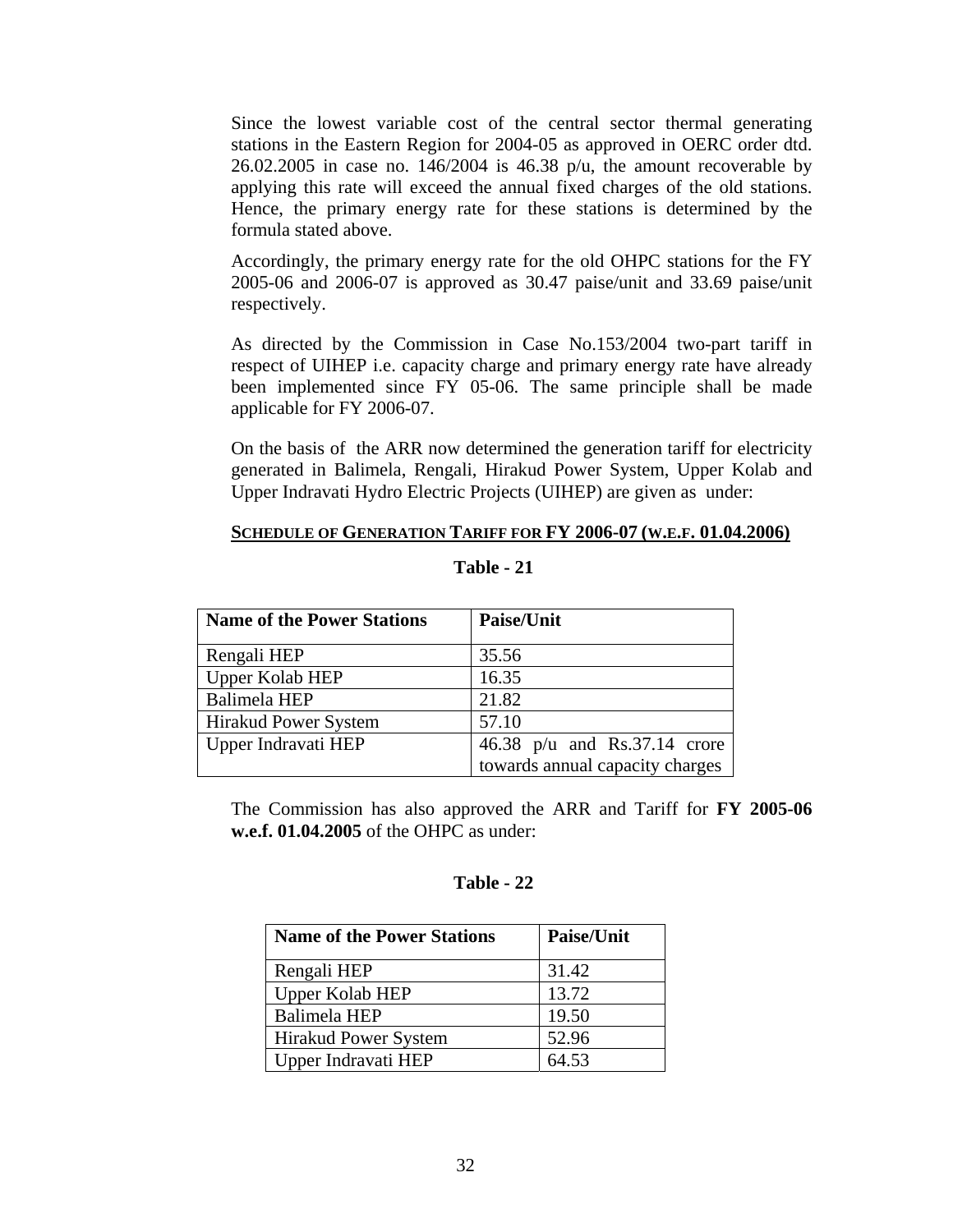Since the lowest variable cost of the central sector thermal generating stations in the Eastern Region for 2004-05 as approved in OERC order dtd. 26.02.2005 in case no. 146/2004 is 46.38 p/u, the amount recoverable by applying this rate will exceed the annual fixed charges of the old stations. Hence, the primary energy rate for these stations is determined by the formula stated above.

Accordingly, the primary energy rate for the old OHPC stations for the FY 2005-06 and 2006-07 is approved as 30.47 paise/unit and 33.69 paise/unit respectively.

As directed by the Commission in Case No.153/2004 two-part tariff in respect of UIHEP i.e. capacity charge and primary energy rate have already been implemented since FY 05-06. The same principle shall be made applicable for FY 2006-07.

On the basis of the ARR now determined the generation tariff for electricity generated in Balimela, Rengali, Hirakud Power System, Upper Kolab and Upper Indravati Hydro Electric Projects (UIHEP) are given as under:

**SCHEDULE OF GENERATION TARIFF FOR FY 2006-07 (W.E.F. 01.04.2006)**

**Table - 21**

| Name of the Power Stations | Paise/Unit |
|---|---|
| Rengali HEP | 35.56 |
| Upper Kolab HEP | 16.35 |
| Balimela HEP | 21.82 |
| Hirakud Power System | 57.10 |
| Upper Indravati HEP | 46.38 p/u and Rs.37.14 crore towards annual capacity charges |

The Commission has also approved the ARR and Tariff for **FY 2005-06 w.e.f. 01.04.2005** of the OHPC as under:

**Table - 22**

| Name of the Power Stations | Paise/Unit |
|---|---|
| Rengali HEP | 31.42 |
| Upper Kolab HEP | 13.72 |
| Balimela HEP | 19.50 |
| Hirakud Power System | 52.96 |
| Upper Indravati HEP | 64.53 |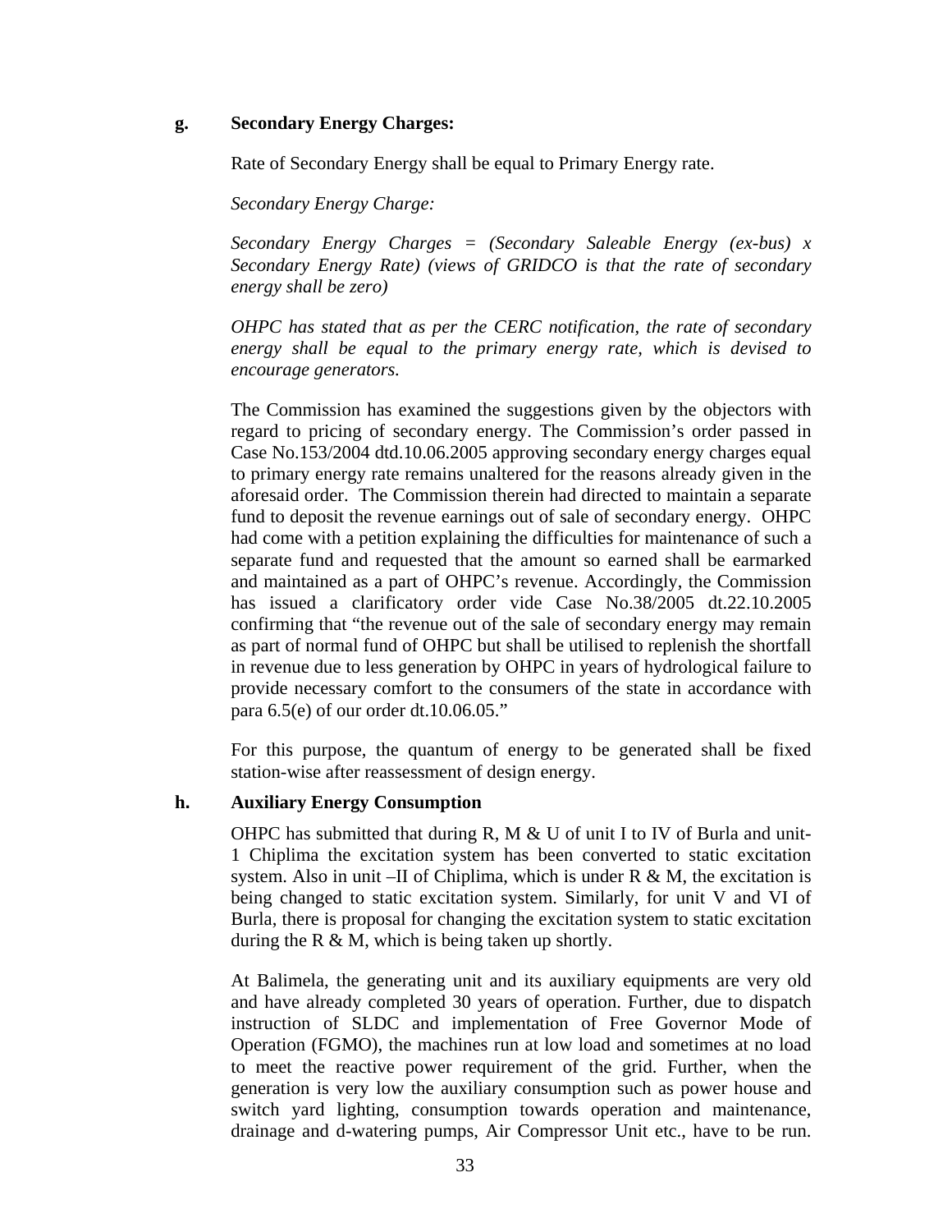**g. Secondary Energy Charges:**

Rate of Secondary Energy shall be equal to Primary Energy rate.

*Secondary Energy Charge:*

*Secondary Energy Charges = (Secondary Saleable Energy (ex-bus) x Secondary Energy Rate) (views of GRIDCO is that the rate of secondary energy shall be zero)*

*OHPC has stated that as per the CERC notification, the rate of secondary energy shall be equal to the primary energy rate, which is devised to encourage generators.*

The Commission has examined the suggestions given by the objectors with regard to pricing of secondary energy. The Commission's order passed in Case No.153/2004 dtd.10.06.2005 approving secondary energy charges equal to primary energy rate remains unaltered for the reasons already given in the aforesaid order. The Commission therein had directed to maintain a separate fund to deposit the revenue earnings out of sale of secondary energy. OHPC had come with a petition explaining the difficulties for maintenance of such a separate fund and requested that the amount so earned shall be earmarked and maintained as a part of OHPC's revenue. Accordingly, the Commission has issued a clarificatory order vide Case No.38/2005 dt.22.10.2005 confirming that "the revenue out of the sale of secondary energy may remain as part of normal fund of OHPC but shall be utilised to replenish the shortfall in revenue due to less generation by OHPC in years of hydrological failure to provide necessary comfort to the consumers of the state in accordance with para 6.5(e) of our order dt.10.06.05."

For this purpose, the quantum of energy to be generated shall be fixed station-wise after reassessment of design energy.

**h. Auxiliary Energy Consumption**

OHPC has submitted that during R, M & U of unit I to IV of Burla and unit-1 Chiplima the excitation system has been converted to static excitation system. Also in unit –II of Chiplima, which is under R & M, the excitation is being changed to static excitation system. Similarly, for unit V and VI of Burla, there is proposal for changing the excitation system to static excitation during the R & M, which is being taken up shortly.

At Balimela, the generating unit and its auxiliary equipments are very old and have already completed 30 years of operation. Further, due to dispatch instruction of SLDC and implementation of Free Governor Mode of Operation (FGMO), the machines run at low load and sometimes at no load to meet the reactive power requirement of the grid. Further, when the generation is very low the auxiliary consumption such as power house and switch yard lighting, consumption towards operation and maintenance, drainage and d-watering pumps, Air Compressor Unit etc., have to be run.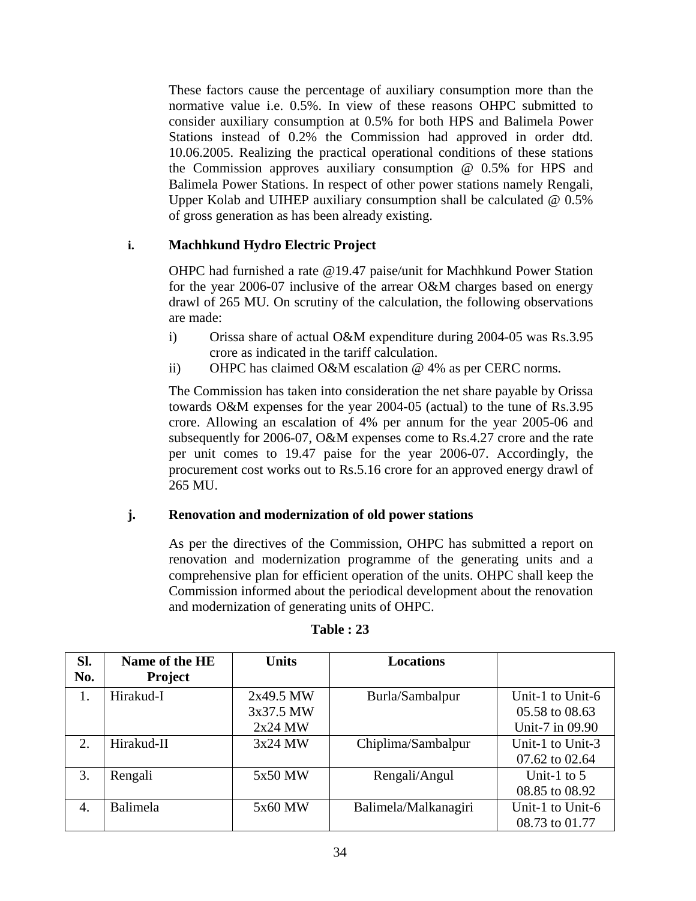These factors cause the percentage of auxiliary consumption more than the normative value i.e. 0.5%. In view of these reasons OHPC submitted to consider auxiliary consumption at 0.5% for both HPS and Balimela Power Stations instead of 0.2% the Commission had approved in order dtd. 10.06.2005. Realizing the practical operational conditions of these stations the Commission approves auxiliary consumption @ 0.5% for HPS and Balimela Power Stations. In respect of other power stations namely Rengali, Upper Kolab and UIHEP auxiliary consumption shall be calculated @ 0.5% of gross generation as has been already existing.

**i. Machhkund Hydro Electric Project**

OHPC had furnished a rate @19.47 paise/unit for Machhkund Power Station for the year 2006-07 inclusive of the arrear O&M charges based on energy drawl of 265 MU. On scrutiny of the calculation, the following observations are made:

i) Orissa share of actual O&M expenditure during 2004-05 was Rs.3.95 crore as indicated in the tariff calculation.

ii) OHPC has claimed O&M escalation @ 4% as per CERC norms.

The Commission has taken into consideration the net share payable by Orissa towards O&M expenses for the year 2004-05 (actual) to the tune of Rs.3.95 crore. Allowing an escalation of 4% per annum for the year 2005-06 and subsequently for 2006-07, O&M expenses come to Rs.4.27 crore and the rate per unit comes to 19.47 paise for the year 2006-07. Accordingly, the procurement cost works out to Rs.5.16 crore for an approved energy drawl of 265 MU.

**j. Renovation and modernization of old power stations**

As per the directives of the Commission, OHPC has submitted a report on renovation and modernization programme of the generating units and a comprehensive plan for efficient operation of the units. OHPC shall keep the Commission informed about the periodical development about the renovation and modernization of generating units of OHPC.

**Table : 23**

| Sl. No. | Name of the HE Project | Units | Locations | |
|---|---|---|---|---|
| 1. | Hirakud-I | 2x49.5 MW<br>3x37.5 MW<br>2x24 MW | Burla/Sambalpur | Unit-1 to Unit-6<br>05.58 to 08.63<br>Unit-7 in 09.90 |
| 2. | Hirakud-II | 3x24 MW | Chiplima/Sambalpur | Unit-1 to Unit-3<br>07.62 to 02.64 |
| 3. | Rengali | 5x50 MW | Rengali/Angul | Unit-1 to 5<br>08.85 to 08.92 |
| 4. | Balimela | 5x60 MW | Balimela/Malkanagiri | Unit-1 to Unit-6<br>08.73 to 01.77 |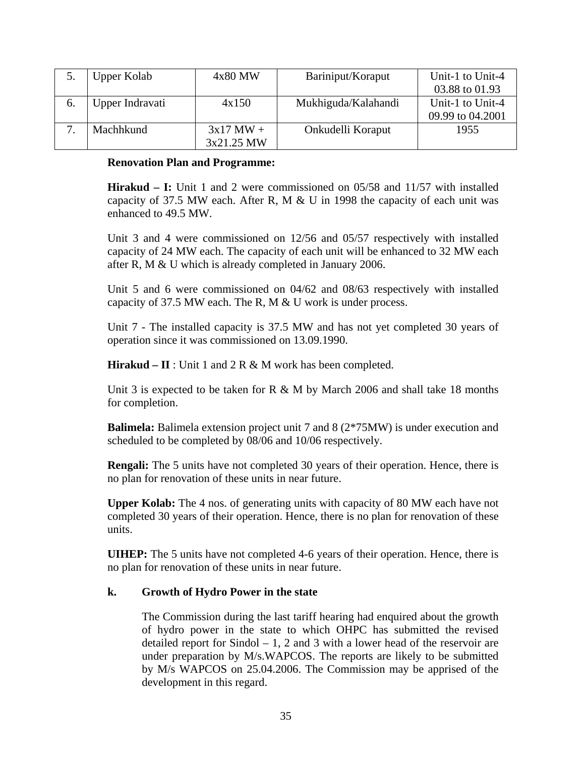| 5. | Upper Kolab | 4x80 MW | Bariniput/Koraput | Unit-1 to Unit-4 03.88 to 01.93 |
|---|---|---|---|---|
| 6. | Upper Indravati | 4x150 | Mukhiguda/Kalahandi | Unit-1 to Unit-4 09.99 to 04.2001 |
| 7. | Machhkund | 3x17 MW + 3x21.25 MW | Onkudelli Koraput | 1955 |

**Renovation Plan and Programme:**

**Hirakud – I:** Unit 1 and 2 were commissioned on 05/58 and 11/57 with installed capacity of 37.5 MW each. After R, M & U in 1998 the capacity of each unit was enhanced to 49.5 MW.

Unit 3 and 4 were commissioned on 12/56 and 05/57 respectively with installed capacity of 24 MW each. The capacity of each unit will be enhanced to 32 MW each after R, M & U which is already completed in January 2006.

Unit 5 and 6 were commissioned on 04/62 and 08/63 respectively with installed capacity of 37.5 MW each. The R, M & U work is under process.

Unit 7 - The installed capacity is 37.5 MW and has not yet completed 30 years of operation since it was commissioned on 13.09.1990.

**Hirakud – II** : Unit 1 and 2 R & M work has been completed.

Unit 3 is expected to be taken for R & M by March 2006 and shall take 18 months for completion.

**Balimela:** Balimela extension project unit 7 and 8 (2*75MW) is under execution and scheduled to be completed by 08/06 and 10/06 respectively.

**Rengali:** The 5 units have not completed 30 years of their operation. Hence, there is no plan for renovation of these units in near future.

**Upper Kolab:** The 4 nos. of generating units with capacity of 80 MW each have not completed 30 years of their operation. Hence, there is no plan for renovation of these units.

**UIHEP:** The 5 units have not completed 4-6 years of their operation. Hence, there is no plan for renovation of these units in near future.

**k. Growth of Hydro Power in the state**

The Commission during the last tariff hearing had enquired about the growth of hydro power in the state to which OHPC has submitted the revised detailed report for Sindol – 1, 2 and 3 with a lower head of the reservoir are under preparation by M/s.WAPCOS. The reports are likely to be submitted by M/s WAPCOS on 25.04.2006. The Commission may be apprised of the development in this regard.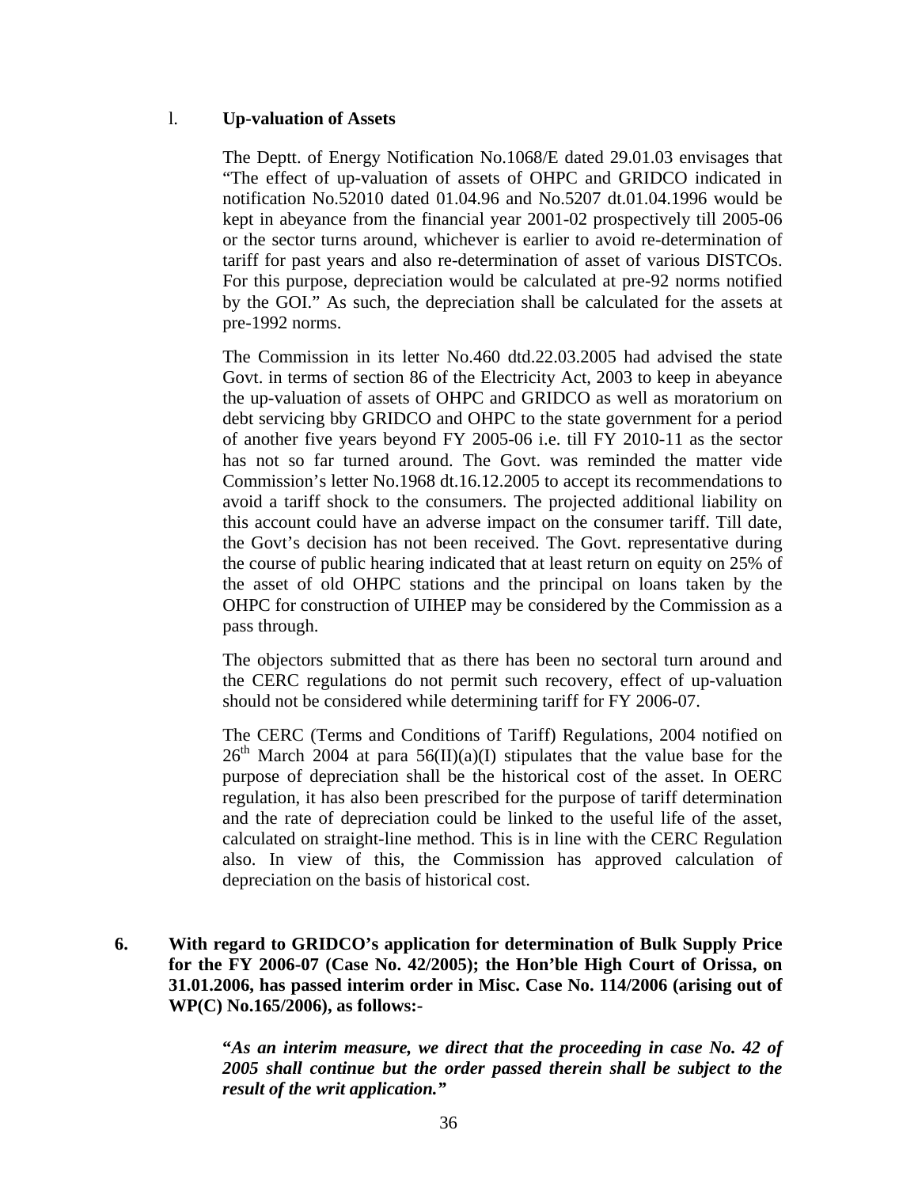l. **Up-valuation of Assets**

The Deptt. of Energy Notification No.1068/E dated 29.01.03 envisages that "The effect of up-valuation of assets of OHPC and GRIDCO indicated in notification No.52010 dated 01.04.96 and No.5207 dt.01.04.1996 would be kept in abeyance from the financial year 2001-02 prospectively till 2005-06 or the sector turns around, whichever is earlier to avoid re-determination of tariff for past years and also re-determination of asset of various DISTCOs. For this purpose, depreciation would be calculated at pre-92 norms notified by the GOI." As such, the depreciation shall be calculated for the assets at pre-1992 norms.

The Commission in its letter No.460 dtd.22.03.2005 had advised the state Govt. in terms of section 86 of the Electricity Act, 2003 to keep in abeyance the up-valuation of assets of OHPC and GRIDCO as well as moratorium on debt servicing bby GRIDCO and OHPC to the state government for a period of another five years beyond FY 2005-06 i.e. till FY 2010-11 as the sector has not so far turned around. The Govt. was reminded the matter vide Commission's letter No.1968 dt.16.12.2005 to accept its recommendations to avoid a tariff shock to the consumers. The projected additional liability on this account could have an adverse impact on the consumer tariff. Till date, the Govt's decision has not been received. The Govt. representative during the course of public hearing indicated that at least return on equity on 25% of the asset of old OHPC stations and the principal on loans taken by the OHPC for construction of UIHEP may be considered by the Commission as a pass through.

The objectors submitted that as there has been no sectoral turn around and the CERC regulations do not permit such recovery, effect of up-valuation should not be considered while determining tariff for FY 2006-07.

The CERC (Terms and Conditions of Tariff) Regulations, 2004 notified on 26th March 2004 at para 56(II)(a)(I) stipulates that the value base for the purpose of depreciation shall be the historical cost of the asset. In OERC regulation, it has also been prescribed for the purpose of tariff determination and the rate of depreciation could be linked to the useful life of the asset, calculated on straight-line method. This is in line with the CERC Regulation also. In view of this, the Commission has approved calculation of depreciation on the basis of historical cost.

**6. With regard to GRIDCO's application for determination of Bulk Supply Price for the FY 2006-07 (Case No. 42/2005); the Hon'ble High Court of Orissa, on 31.01.2006, has passed interim order in Misc. Case No. 114/2006 (arising out of WP(C) No.165/2006), as follows:-**

> ***"As an interim measure, we direct that the proceeding in case No. 42 of 2005 shall continue but the order passed therein shall be subject to the result of the writ application."***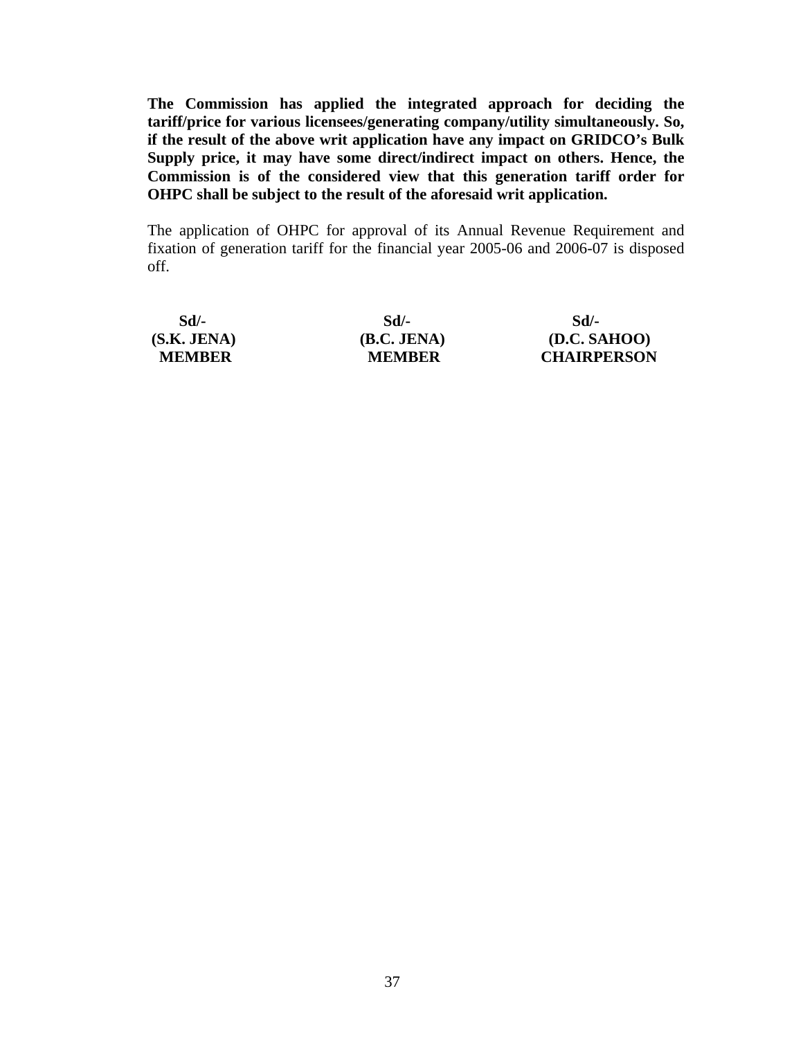**The Commission has applied the integrated approach for deciding the tariff/price for various licensees/generating company/utility simultaneously. So, if the result of the above writ application have any impact on GRIDCO's Bulk Supply price, it may have some direct/indirect impact on others. Hence, the Commission is of the considered view that this generation tariff order for OHPC shall be subject to the result of the aforesaid writ application.**

The application of OHPC for approval of its Annual Revenue Requirement and fixation of generation tariff for the financial year 2005-06 and 2006-07 is disposed off.

| | | |
|---|---|---|
| **Sd/-** | **Sd/-** | **Sd/-** |
| **(S.K. JENA)** | **(B.C. JENA)** | **(D.C. SAHOO)** |
| **MEMBER** | **MEMBER** | **CHAIRPERSON** |